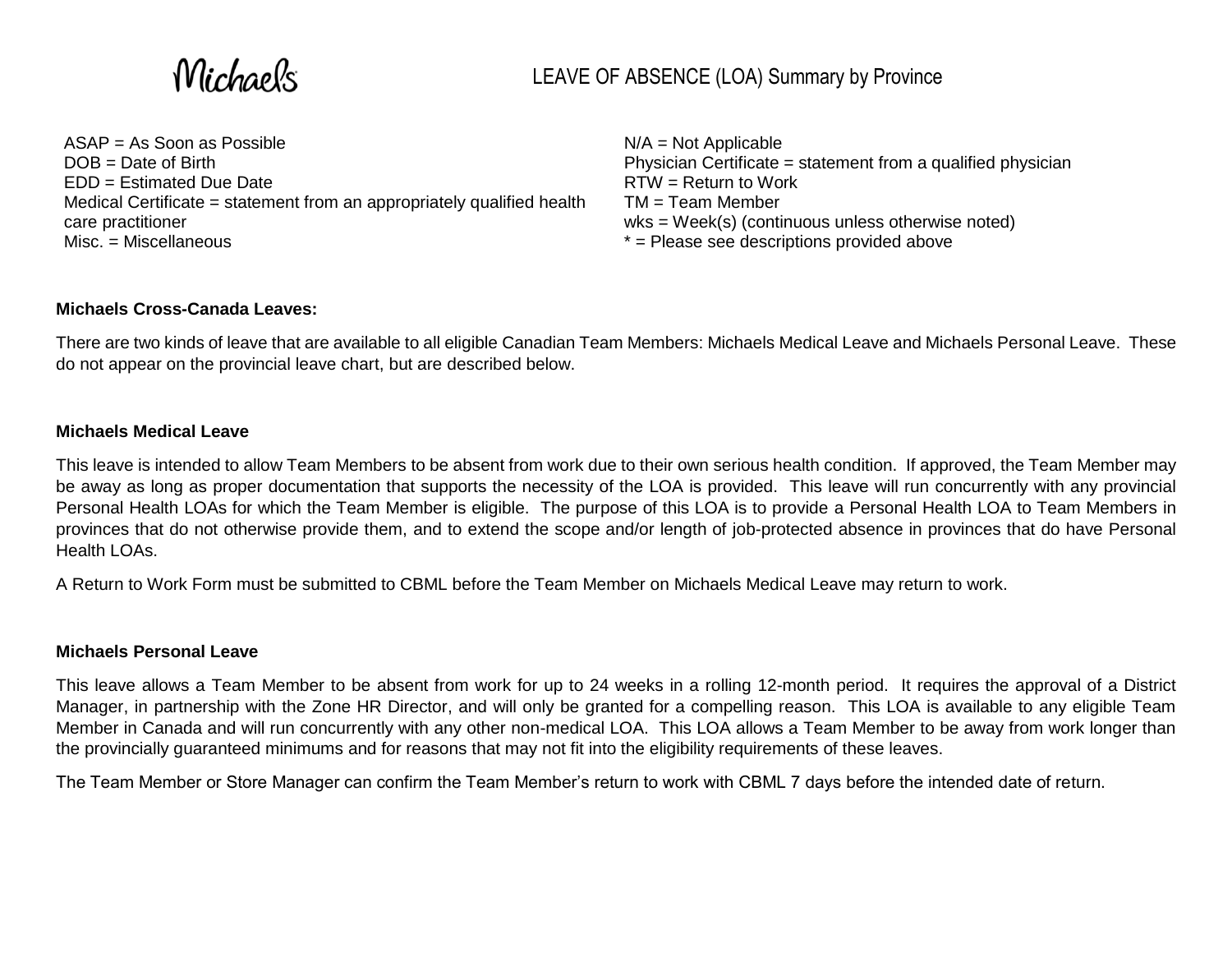Michaels

# LEAVE OF ABSENCE (LOA) Summary by Province

ASAP = As Soon as Possible
DOB = Date of Birth
EDD = Estimated Due Date
Medical Certificate = statement from an appropriately qualified health care practitioner
Misc. = Miscellaneous

N/A = Not Applicable
Physician Certificate = statement from a qualified physician
RTW = Return to Work
TM = Team Member
wks = Week(s) (continuous unless otherwise noted)
* = Please see descriptions provided above

**Michaels Cross-Canada Leaves:**

There are two kinds of leave that are available to all eligible Canadian Team Members: Michaels Medical Leave and Michaels Personal Leave. These do not appear on the provincial leave chart, but are described below.

**Michaels Medical Leave**

This leave is intended to allow Team Members to be absent from work due to their own serious health condition. If approved, the Team Member may be away as long as proper documentation that supports the necessity of the LOA is provided. This leave will run concurrently with any provincial Personal Health LOAs for which the Team Member is eligible. The purpose of this LOA is to provide a Personal Health LOA to Team Members in provinces that do not otherwise provide them, and to extend the scope and/or length of job-protected absence in provinces that do have Personal Health LOAs.

A Return to Work Form must be submitted to CBML before the Team Member on Michaels Medical Leave may return to work.

**Michaels Personal Leave**

This leave allows a Team Member to be absent from work for up to 24 weeks in a rolling 12-month period. It requires the approval of a District Manager, in partnership with the Zone HR Director, and will only be granted for a compelling reason. This LOA is available to any eligible Team Member in Canada and will run concurrently with any other non-medical LOA. This LOA allows a Team Member to be away from work longer than the provincially guaranteed minimums and for reasons that may not fit into the eligibility requirements of these leaves.

The Team Member or Store Manager can confirm the Team Member's return to work with CBML 7 days before the intended date of return.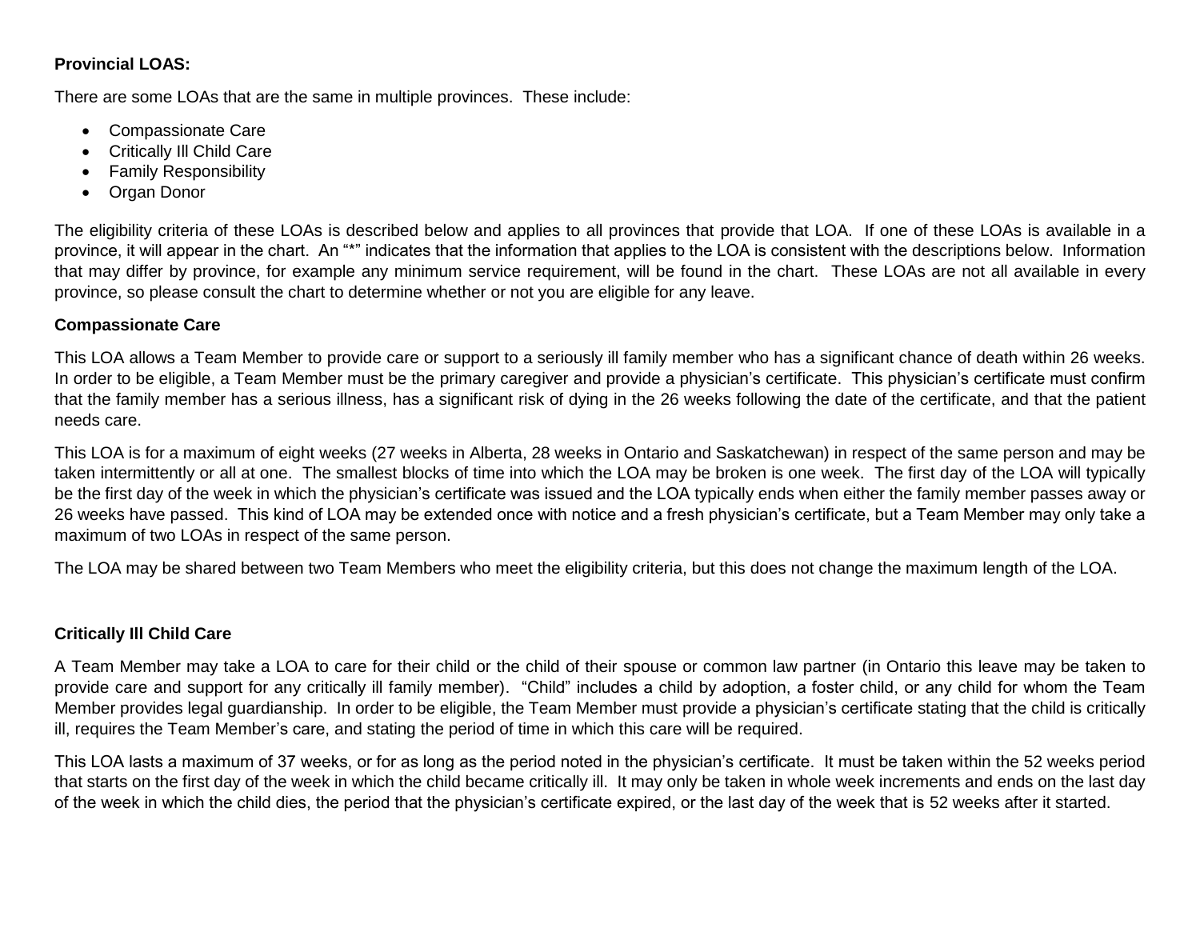**Provincial LOAS:**

There are some LOAs that are the same in multiple provinces. These include:

- Compassionate Care
- Critically Ill Child Care
- Family Responsibility
- Organ Donor

The eligibility criteria of these LOAs is described below and applies to all provinces that provide that LOA. If one of these LOAs is available in a province, it will appear in the chart. An "*" indicates that the information that applies to the LOA is consistent with the descriptions below. Information that may differ by province, for example any minimum service requirement, will be found in the chart. These LOAs are not all available in every province, so please consult the chart to determine whether or not you are eligible for any leave.

**Compassionate Care**

This LOA allows a Team Member to provide care or support to a seriously ill family member who has a significant chance of death within 26 weeks. In order to be eligible, a Team Member must be the primary caregiver and provide a physician's certificate. This physician's certificate must confirm that the family member has a serious illness, has a significant risk of dying in the 26 weeks following the date of the certificate, and that the patient needs care.

This LOA is for a maximum of eight weeks (27 weeks in Alberta, 28 weeks in Ontario and Saskatchewan) in respect of the same person and may be taken intermittently or all at one. The smallest blocks of time into which the LOA may be broken is one week. The first day of the LOA will typically be the first day of the week in which the physician's certificate was issued and the LOA typically ends when either the family member passes away or 26 weeks have passed. This kind of LOA may be extended once with notice and a fresh physician's certificate, but a Team Member may only take a maximum of two LOAs in respect of the same person.

The LOA may be shared between two Team Members who meet the eligibility criteria, but this does not change the maximum length of the LOA.

**Critically Ill Child Care**

A Team Member may take a LOA to care for their child or the child of their spouse or common law partner (in Ontario this leave may be taken to provide care and support for any critically ill family member). "Child" includes a child by adoption, a foster child, or any child for whom the Team Member provides legal guardianship. In order to be eligible, the Team Member must provide a physician's certificate stating that the child is critically ill, requires the Team Member's care, and stating the period of time in which this care will be required.

This LOA lasts a maximum of 37 weeks, or for as long as the period noted in the physician's certificate. It must be taken within the 52 weeks period that starts on the first day of the week in which the child became critically ill. It may only be taken in whole week increments and ends on the last day of the week in which the child dies, the period that the physician's certificate expired, or the last day of the week that is 52 weeks after it started.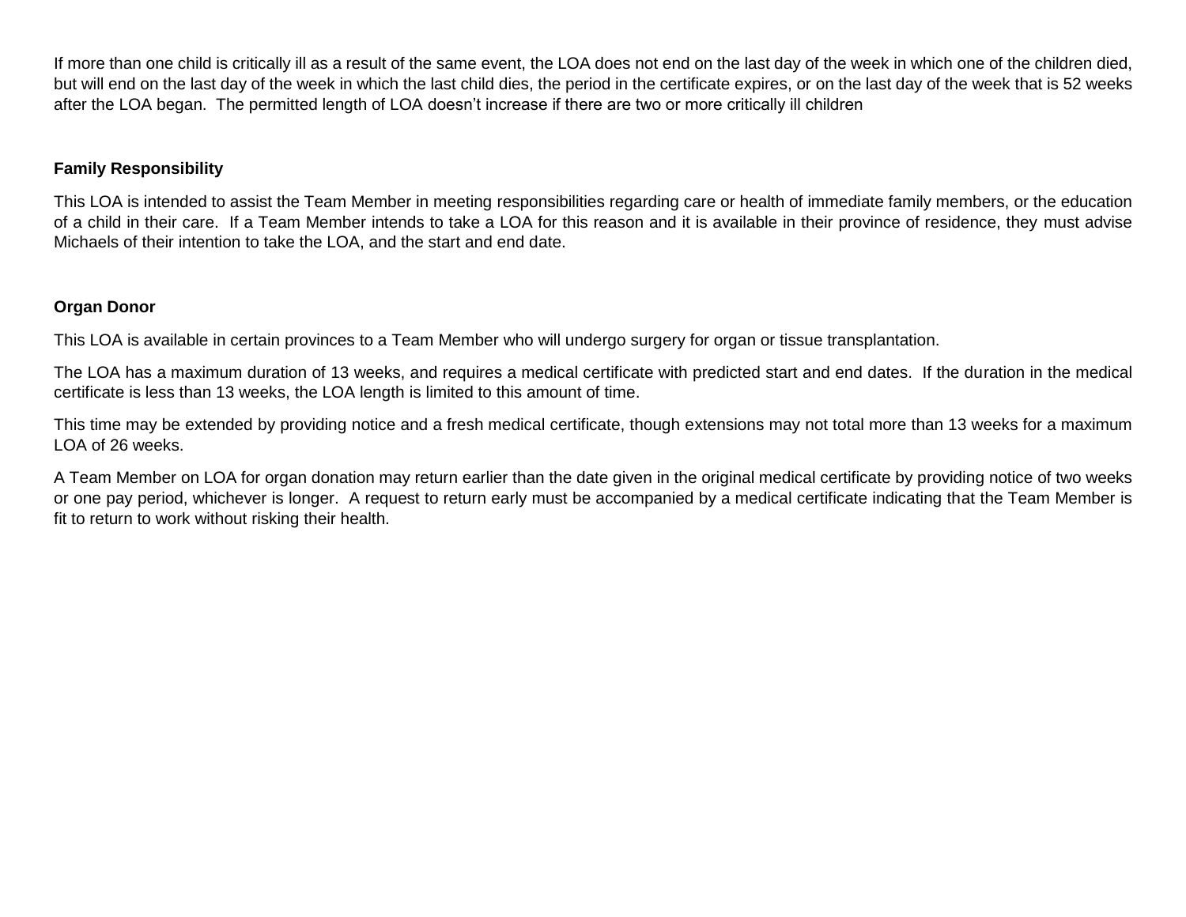If more than one child is critically ill as a result of the same event, the LOA does not end on the last day of the week in which one of the children died, but will end on the last day of the week in which the last child dies, the period in the certificate expires, or on the last day of the week that is 52 weeks after the LOA began. The permitted length of LOA doesn't increase if there are two or more critically ill children

**Family Responsibility**

This LOA is intended to assist the Team Member in meeting responsibilities regarding care or health of immediate family members, or the education of a child in their care. If a Team Member intends to take a LOA for this reason and it is available in their province of residence, they must advise Michaels of their intention to take the LOA, and the start and end date.

**Organ Donor**

This LOA is available in certain provinces to a Team Member who will undergo surgery for organ or tissue transplantation.

The LOA has a maximum duration of 13 weeks, and requires a medical certificate with predicted start and end dates. If the duration in the medical certificate is less than 13 weeks, the LOA length is limited to this amount of time.

This time may be extended by providing notice and a fresh medical certificate, though extensions may not total more than 13 weeks for a maximum LOA of 26 weeks.

A Team Member on LOA for organ donation may return earlier than the date given in the original medical certificate by providing notice of two weeks or one pay period, whichever is longer. A request to return early must be accompanied by a medical certificate indicating that the Team Member is fit to return to work without risking their health.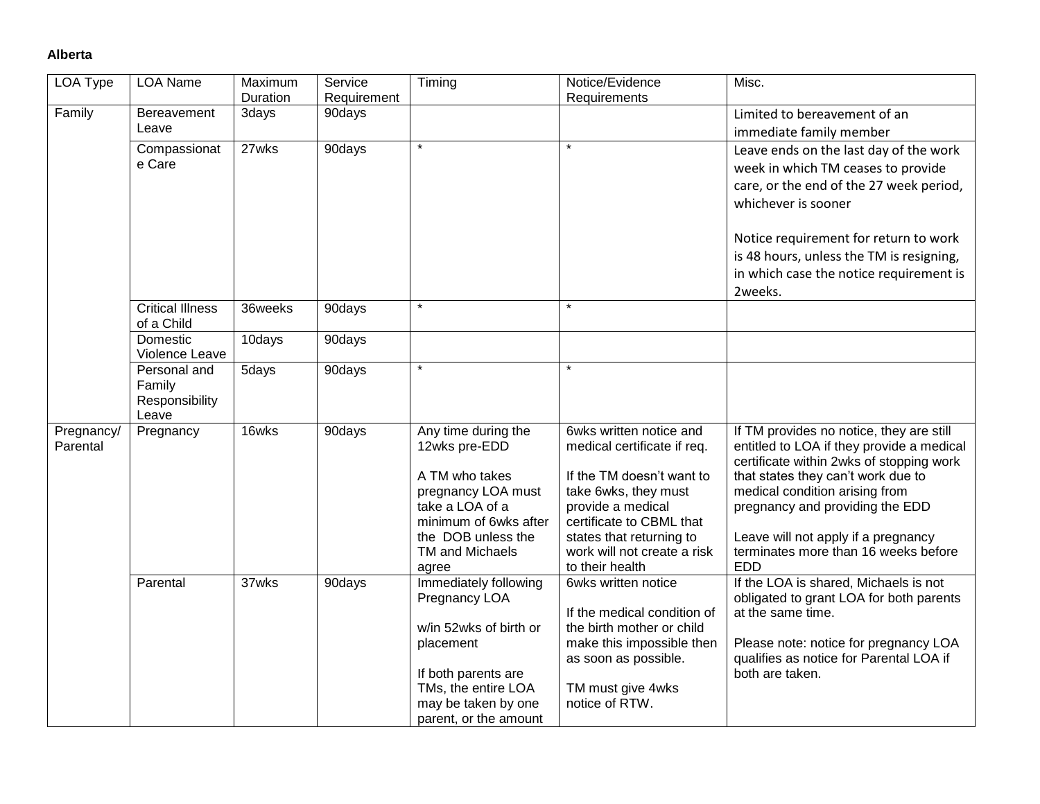**Alberta**

| LOA Type | LOA Name | Maximum Duration | Service Requirement | Timing | Notice/Evidence Requirements | Misc. |
|---|---|---|---|---|---|---|
| Family | Bereavement Leave | 3days | 90days | | | Limited to bereavement of an immediate family member |
| | Compassionate Care | 27wks | 90days | * | * | Leave ends on the last day of the work week in which TM ceases to provide care, or the end of the 27 week period, whichever is sooner<br><br>Notice requirement for return to work is 48 hours, unless the TM is resigning, in which case the notice requirement is 2weeks. |
| | Critical Illness of a Child | 36weeks | 90days | * | * | |
| | Domestic Violence Leave | 10days | 90days | | | |
| | Personal and Family Responsibility Leave | 5days | 90days | * | * | |
| Pregnancy/ Parental | Pregnancy | 16wks | 90days | Any time during the 12wks pre-EDD<br><br>A TM who takes pregnancy LOA must take a LOA of a minimum of 6wks after the DOB unless the TM and Michaels agree | 6wks written notice and medical certificate if req.<br><br>If the TM doesn't want to take 6wks, they must provide a medical certificate to CBML that states that returning to work will not create a risk to their health | If TM provides no notice, they are still entitled to LOA if they provide a medical certificate within 2wks of stopping work that states they can't work due to medical condition arising from pregnancy and providing the EDD<br><br>Leave will not apply if a pregnancy terminates more than 16 weeks before EDD |
| | Parental | 37wks | 90days | Immediately following Pregnancy LOA<br><br>w/in 52wks of birth or placement<br><br>If both parents are TMs, the entire LOA may be taken by one parent, or the amount | 6wks written notice<br><br>If the medical condition of the birth mother or child make this impossible then as soon as possible.<br><br>TM must give 4wks notice of RTW. | If the LOA is shared, Michaels is not obligated to grant LOA for both parents at the same time.<br><br>Please note: notice for pregnancy LOA qualifies as notice for Parental LOA if both are taken. |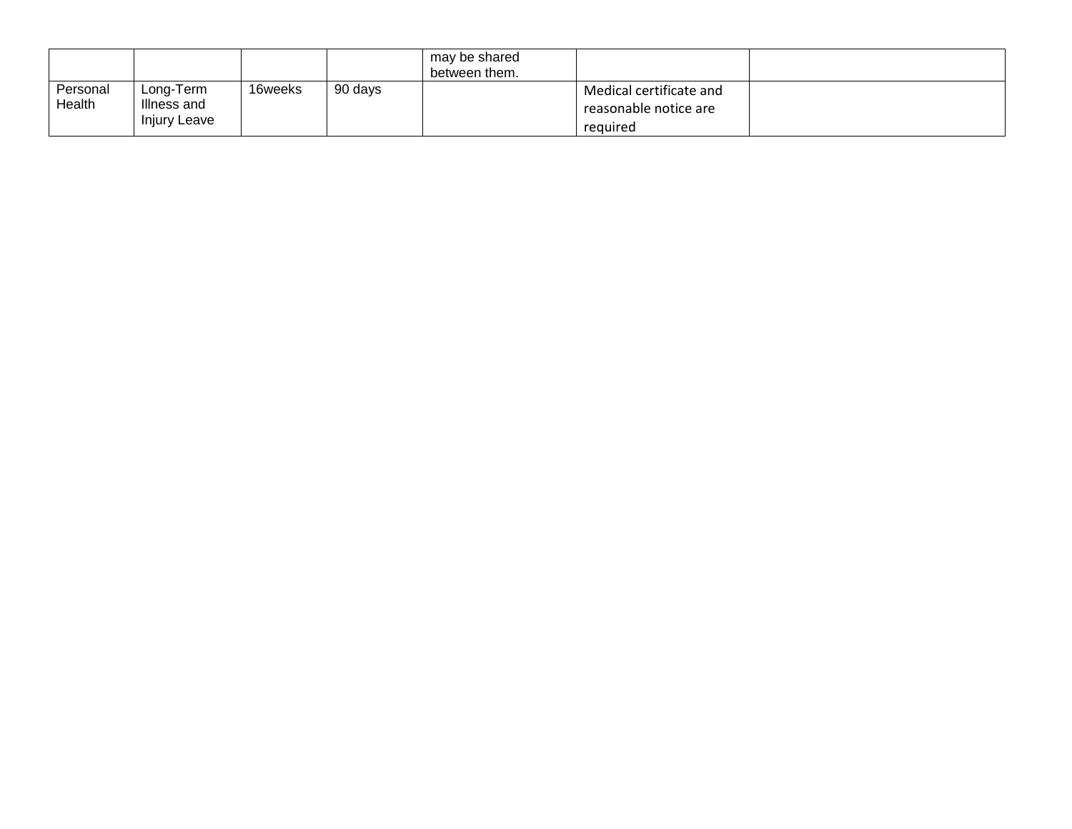|  |  |  |  | may be shared between them. |  |  |
| --- | --- | --- | --- | --- | --- | --- |
| Personal Health | Long-Term Illness and Injury Leave | 16weeks | 90 days |  | Medical certificate and reasonable notice are required |  |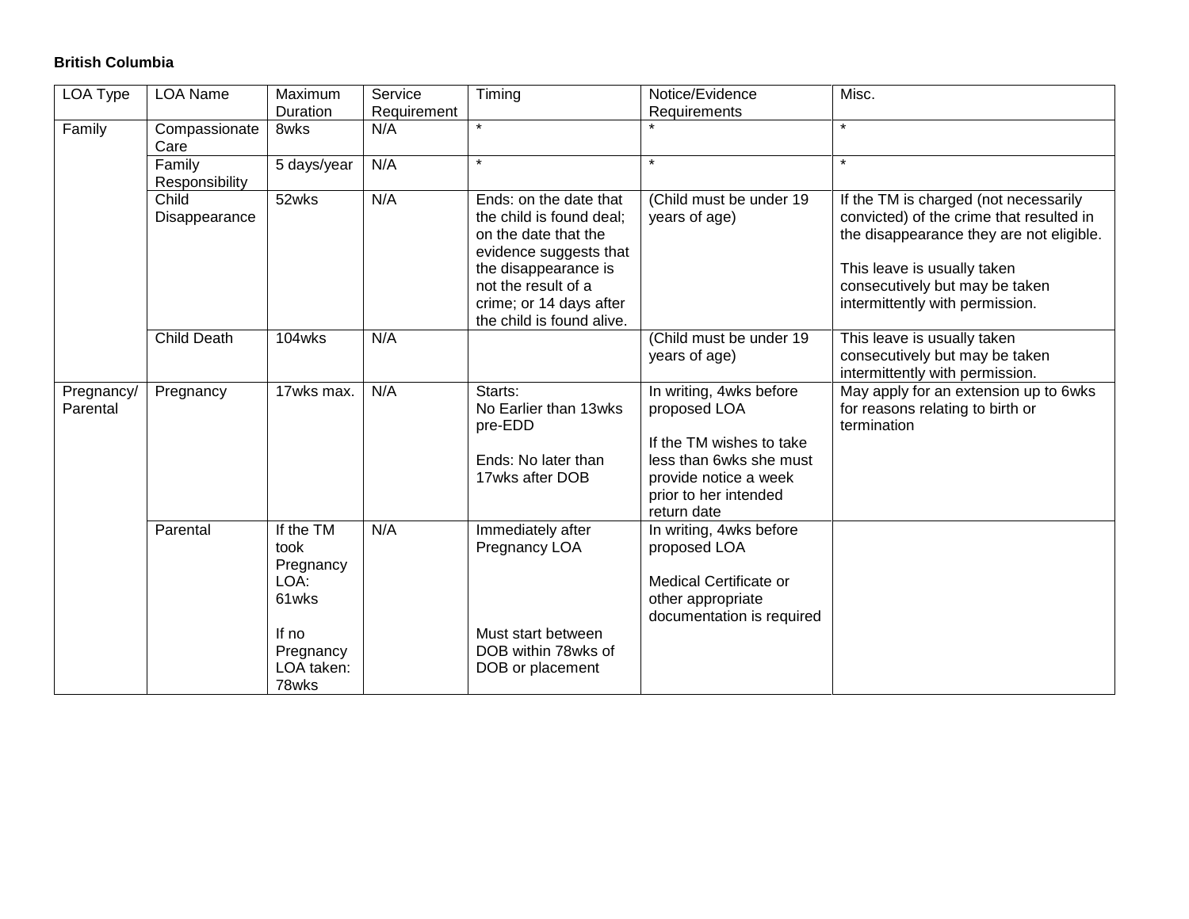**British Columbia**

| LOA Type | LOA Name | Maximum Duration | Service Requirement | Timing | Notice/Evidence Requirements | Misc. |
|---|---|---|---|---|---|---|
| Family | Compassionate Care | 8wks | N/A | * | * | * |
| | Family Responsibility | 5 days/year | N/A | * | * | * |
| | Child Disappearance | 52wks | N/A | Ends: on the date that the child is found deal; on the date that the evidence suggests that the disappearance is not the result of a crime; or 14 days after the child is found alive. | (Child must be under 19 years of age) | If the TM is charged (not necessarily convicted) of the crime that resulted in the disappearance they are not eligible.<br><br>This leave is usually taken consecutively but may be taken intermittently with permission. |
| | Child Death | 104wks | N/A | | (Child must be under 19 years of age) | This leave is usually taken consecutively but may be taken intermittently with permission. |
| Pregnancy/ Parental | Pregnancy | 17wks max. | N/A | Starts:<br>No Earlier than 13wks pre-EDD<br><br>Ends: No later than 17wks after DOB | In writing, 4wks before proposed LOA<br><br>If the TM wishes to take less than 6wks she must provide notice a week prior to her intended return date | May apply for an extension up to 6wks for reasons relating to birth or termination |
| | Parental | If the TM took Pregnancy LOA: 61wks<br><br>If no Pregnancy LOA taken: 78wks | N/A | Immediately after Pregnancy LOA<br><br>Must start between DOB within 78wks of DOB or placement | In writing, 4wks before proposed LOA<br><br>Medical Certificate or other appropriate documentation is required | |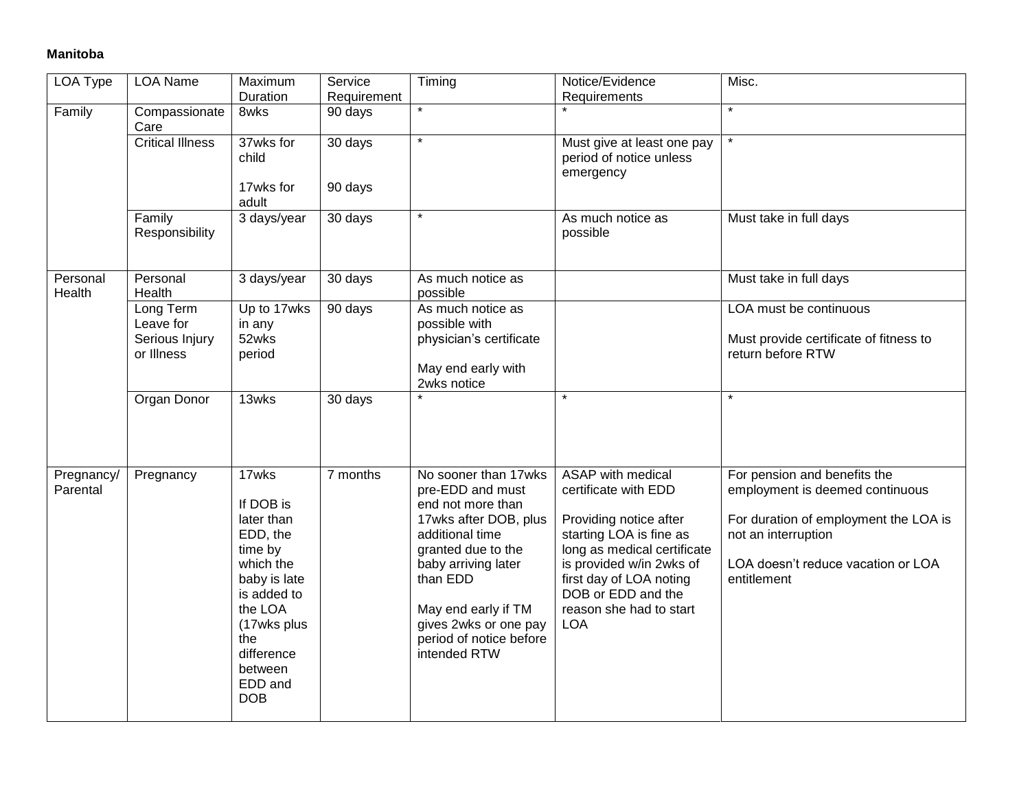**Manitoba**

| LOA Type | LOA Name | Maximum Duration | Service Requirement | Timing | Notice/Evidence Requirements | Misc. |
|---|---|---|---|---|---|---|
| Family | Compassionate Care | 8wks | 90 days | * | * | * |
| | Critical Illness | 37wks for child<br><br>17wks for adult | 30 days<br><br>90 days | * | Must give at least one pay period of notice unless emergency | * |
| | Family Responsibility | 3 days/year | 30 days | * | As much notice as possible | Must take in full days |
| Personal Health | Personal Health | 3 days/year | 30 days | As much notice as possible | | Must take in full days |
| | Long Term Leave for Serious Injury or Illness | Up to 17wks in any 52wks period | 90 days | As much notice as possible with physician's certificate<br><br>May end early with 2wks notice | | LOA must be continuous<br><br>Must provide certificate of fitness to return before RTW |
| | Organ Donor | 13wks | 30 days | * | * | * |
| Pregnancy/ Parental | Pregnancy | 17wks<br><br>If DOB is later than EDD, the time by which the baby is late is added to the LOA (17wks plus the difference between EDD and DOB | 7 months | No sooner than 17wks pre-EDD and must end not more than 17wks after DOB, plus additional time granted due to the baby arriving later than EDD<br><br>May end early if TM gives 2wks or one pay period of notice before intended RTW | ASAP with medical certificate with EDD<br><br>Providing notice after starting LOA is fine as long as medical certificate is provided w/in 2wks of first day of LOA noting DOB or EDD and the reason she had to start LOA | For pension and benefits the employment is deemed continuous<br><br>For duration of employment the LOA is not an interruption<br><br>LOA doesn't reduce vacation or LOA entitlement |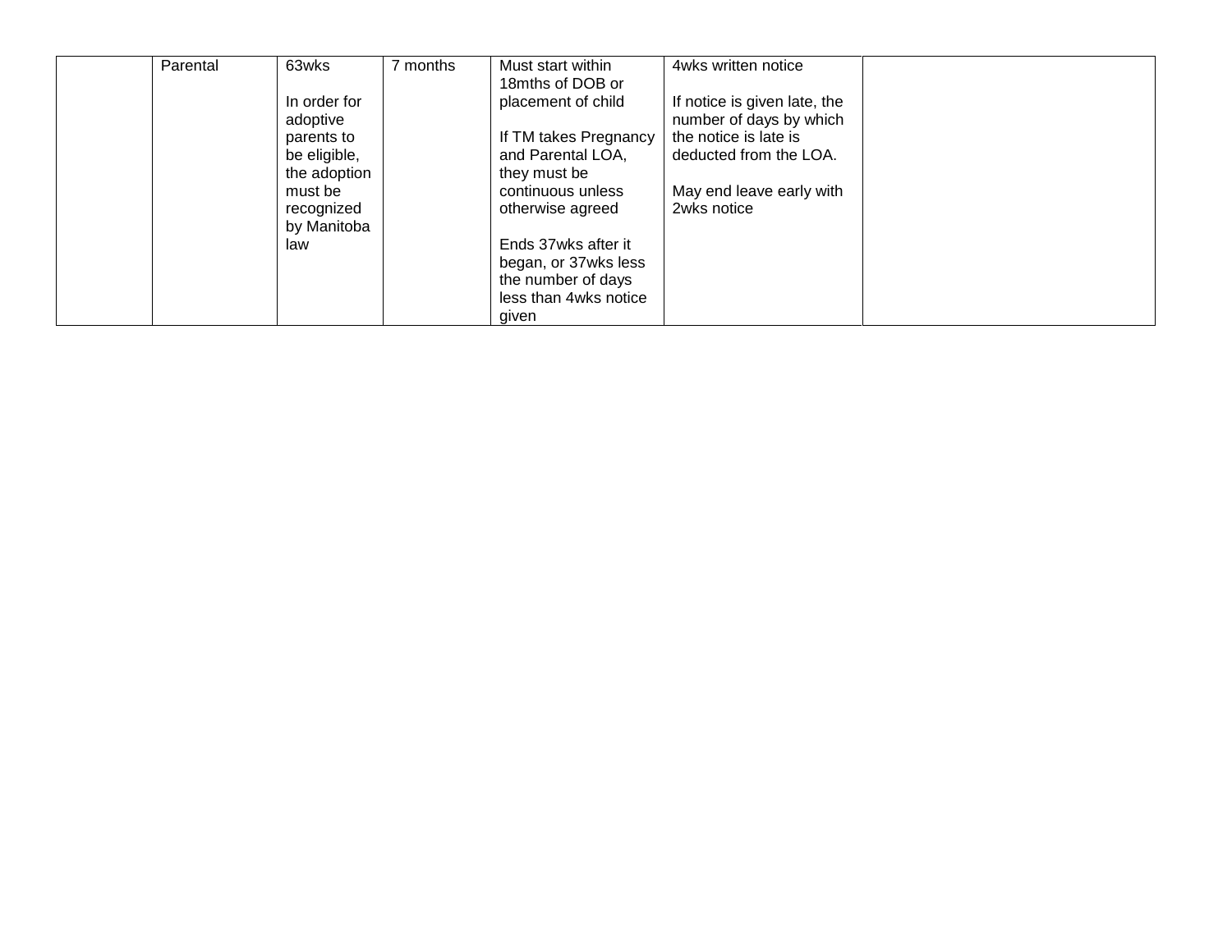|  | Parental | 63wks<br><br>In order for adoptive parents to be eligible, the adoption must be recognized by Manitoba law | 7 months | Must start within 18mths of DOB or placement of child<br><br>If TM takes Pregnancy and Parental LOA, they must be continuous unless otherwise agreed<br><br>Ends 37wks after it began, or 37wks less the number of days less than 4wks notice given | 4wks written notice<br><br>If notice is given late, the number of days by which the notice is late is deducted from the LOA.<br><br>May end leave early with 2wks notice |  |
|---|---|---|---|---|---|---|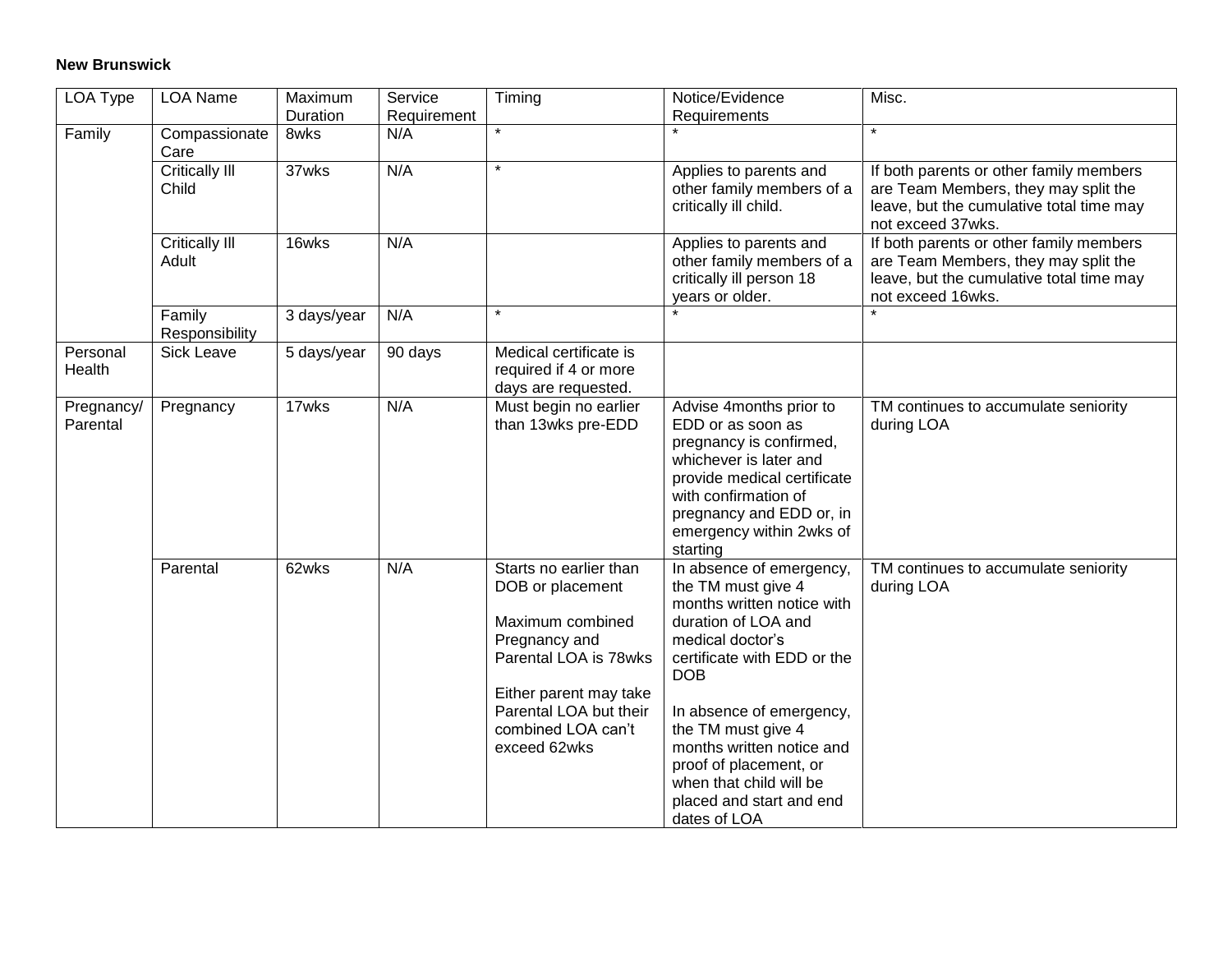**New Brunswick**

| LOA Type | LOA Name | Maximum Duration | Service Requirement | Timing | Notice/Evidence Requirements | Misc. |
|---|---|---|---|---|---|---|
| Family | Compassionate Care | 8wks | N/A | * | * | * |
| | Critically Ill Child | 37wks | N/A | * | Applies to parents and other family members of a critically ill child. | If both parents or other family members are Team Members, they may split the leave, but the cumulative total time may not exceed 37wks. |
| | Critically Ill Adult | 16wks | N/A | | Applies to parents and other family members of a critically ill person 18 years or older. | If both parents or other family members are Team Members, they may split the leave, but the cumulative total time may not exceed 16wks. |
| | Family Responsibility | 3 days/year | N/A | * | * | * |
| Personal Health | Sick Leave | 5 days/year | 90 days | Medical certificate is required if 4 or more days are requested. | | |
| Pregnancy/ Parental | Pregnancy | 17wks | N/A | Must begin no earlier than 13wks pre-EDD | Advise 4months prior to EDD or as soon as pregnancy is confirmed, whichever is later and provide medical certificate with confirmation of pregnancy and EDD or, in emergency within 2wks of starting | TM continues to accumulate seniority during LOA |
| | Parental | 62wks | N/A | Starts no earlier than DOB or placement<br><br>Maximum combined Pregnancy and Parental LOA is 78wks<br><br>Either parent may take Parental LOA but their combined LOA can't exceed 62wks | In absence of emergency, the TM must give 4 months written notice with duration of LOA and medical doctor's certificate with EDD or the DOB<br><br>In absence of emergency, the TM must give 4 months written notice and proof of placement, or when that child will be placed and start and end dates of LOA | TM continues to accumulate seniority during LOA |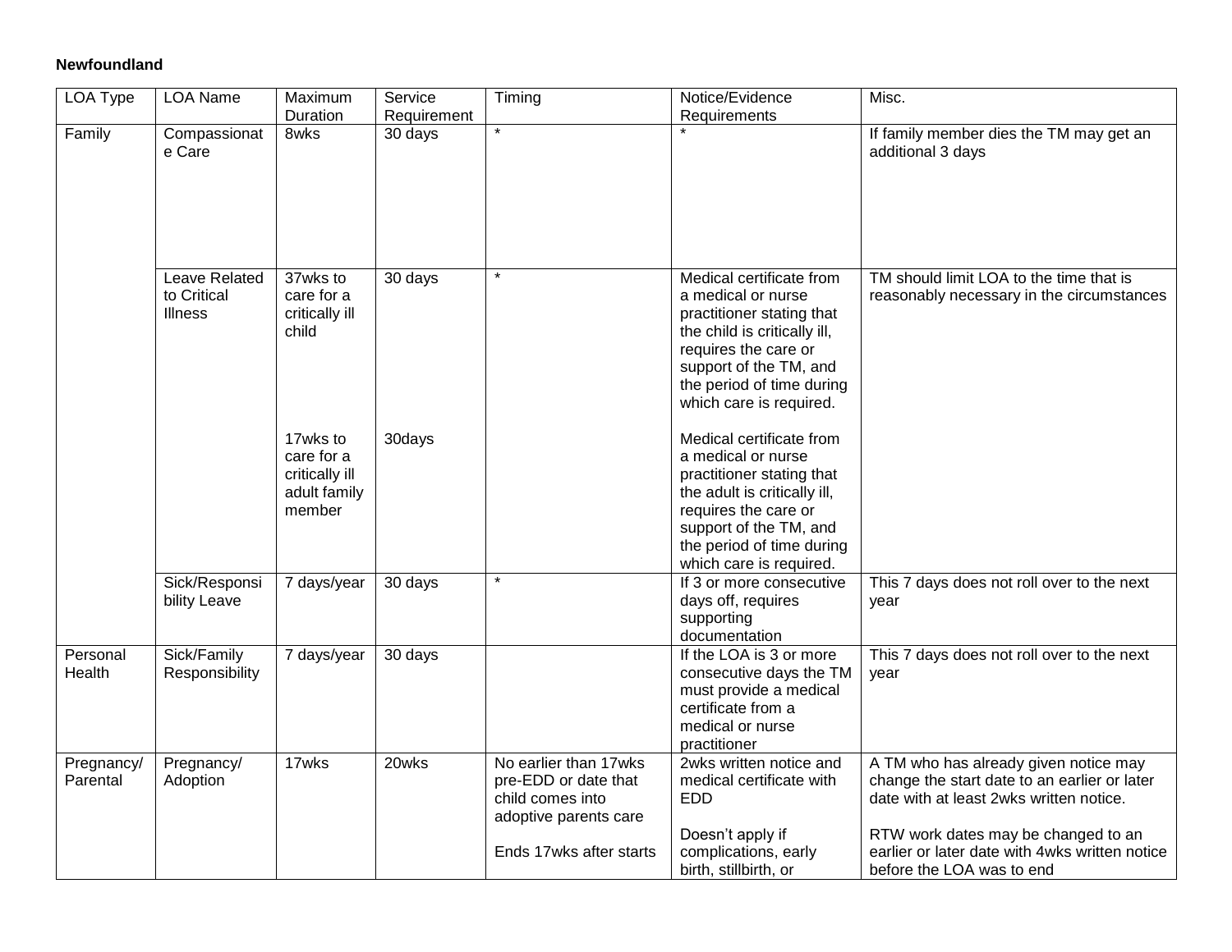**Newfoundland**

| LOA Type | LOA Name | Maximum Duration | Service Requirement | Timing | Notice/Evidence Requirements | Misc. |
|---|---|---|---|---|---|---|
| Family | Compassionate Care | 8wks | 30 days | * | * | If family member dies the TM may get an additional 3 days |
| | Leave Related to Critical Illness | 37wks to care for a critically ill child<br><br>17wks to care for a critically ill adult family member | 30 days<br><br>30days | * | Medical certificate from a medical or nurse practitioner stating that the child is critically ill, requires the care or support of the TM, and the period of time during which care is required.<br><br>Medical certificate from a medical or nurse practitioner stating that the adult is critically ill, requires the care or support of the TM, and the period of time during which care is required. | TM should limit LOA to the time that is reasonably necessary in the circumstances |
| | Sick/Responsibility Leave | 7 days/year | 30 days | * | If 3 or more consecutive days off, requires supporting documentation | This 7 days does not roll over to the next year |
| Personal Health | Sick/Family Responsibility | 7 days/year | 30 days | | If the LOA is 3 or more consecutive days the TM must provide a medical certificate from a medical or nurse practitioner | This 7 days does not roll over to the next year |
| Pregnancy/ Parental | Pregnancy/ Adoption | 17wks | 20wks | No earlier than 17wks pre-EDD or date that child comes into adoptive parents care<br><br>Ends 17wks after starts | 2wks written notice and medical certificate with EDD<br><br>Doesn't apply if complications, early birth, stillbirth, or | A TM who has already given notice may change the start date to an earlier or later date with at least 2wks written notice.<br><br>RTW work dates may be changed to an earlier or later date with 4wks written notice before the LOA was to end |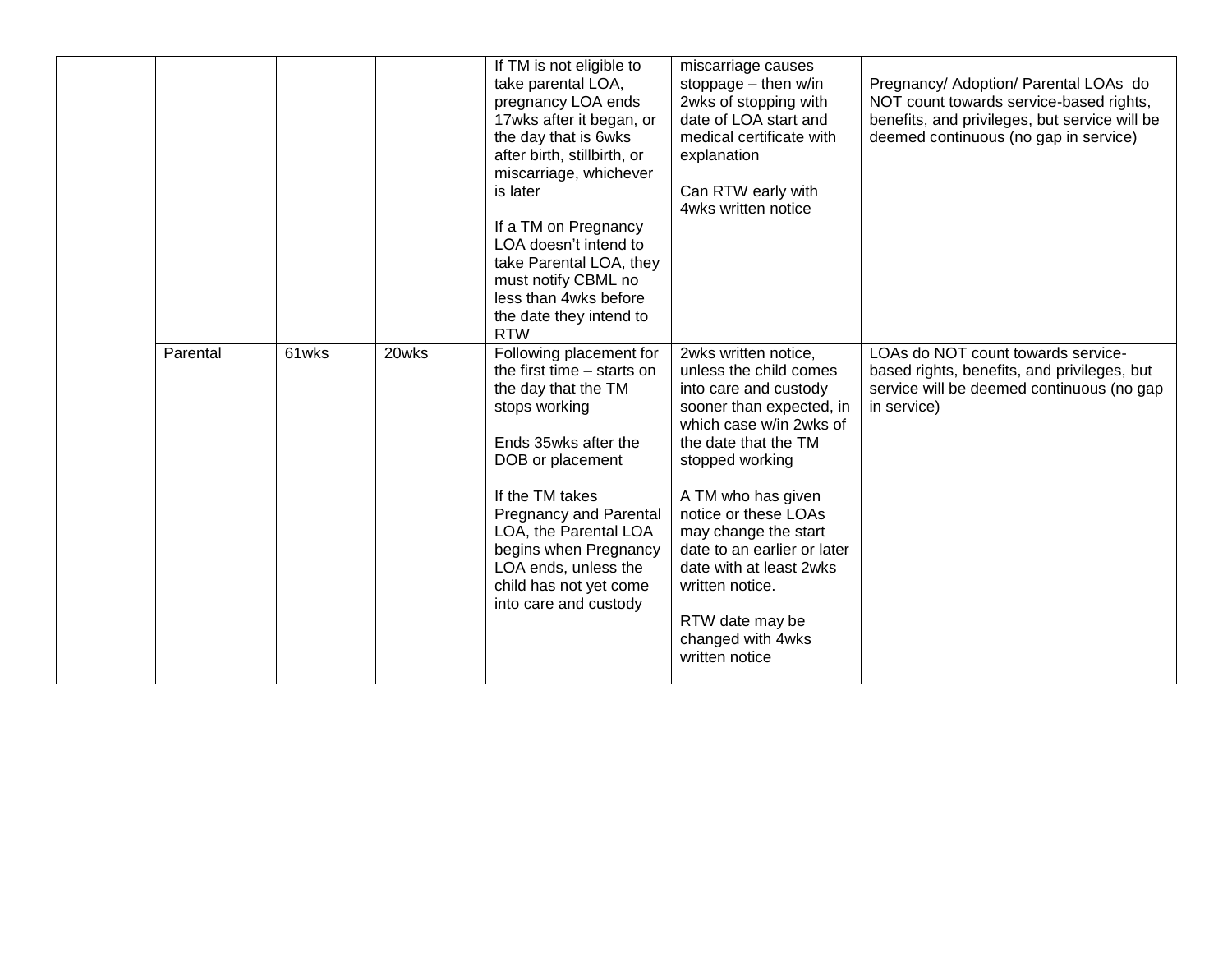| | | | | | | |
|---|---|---|---|---|---|---|
| | | | | If TM is not eligible to take parental LOA, pregnancy LOA ends 17wks after it began, or the day that is 6wks after birth, stillbirth, or miscarriage, whichever is later<br><br>If a TM on Pregnancy LOA doesn't intend to take Parental LOA, they must notify CBML no less than 4wks before the date they intend to RTW | miscarriage causes stoppage – then w/in 2wks of stopping with date of LOA start and medical certificate with explanation<br><br>Can RTW early with 4wks written notice | Pregnancy/ Adoption/ Parental LOAs do NOT count towards service-based rights, benefits, and privileges, but service will be deemed continuous (no gap in service) |
| | Parental | 61wks | 20wks | Following placement for the first time – starts on the day that the TM stops working<br><br>Ends 35wks after the DOB or placement<br><br>If the TM takes Pregnancy and Parental LOA, the Parental LOA begins when Pregnancy LOA ends, unless the child has not yet come into care and custody | 2wks written notice, unless the child comes into care and custody sooner than expected, in which case w/in 2wks of the date that the TM stopped working<br><br>A TM who has given notice or these LOAs may change the start date to an earlier or later date with at least 2wks written notice.<br><br>RTW date may be changed with 4wks written notice | LOAs do NOT count towards service-based rights, benefits, and privileges, but service will be deemed continuous (no gap in service) |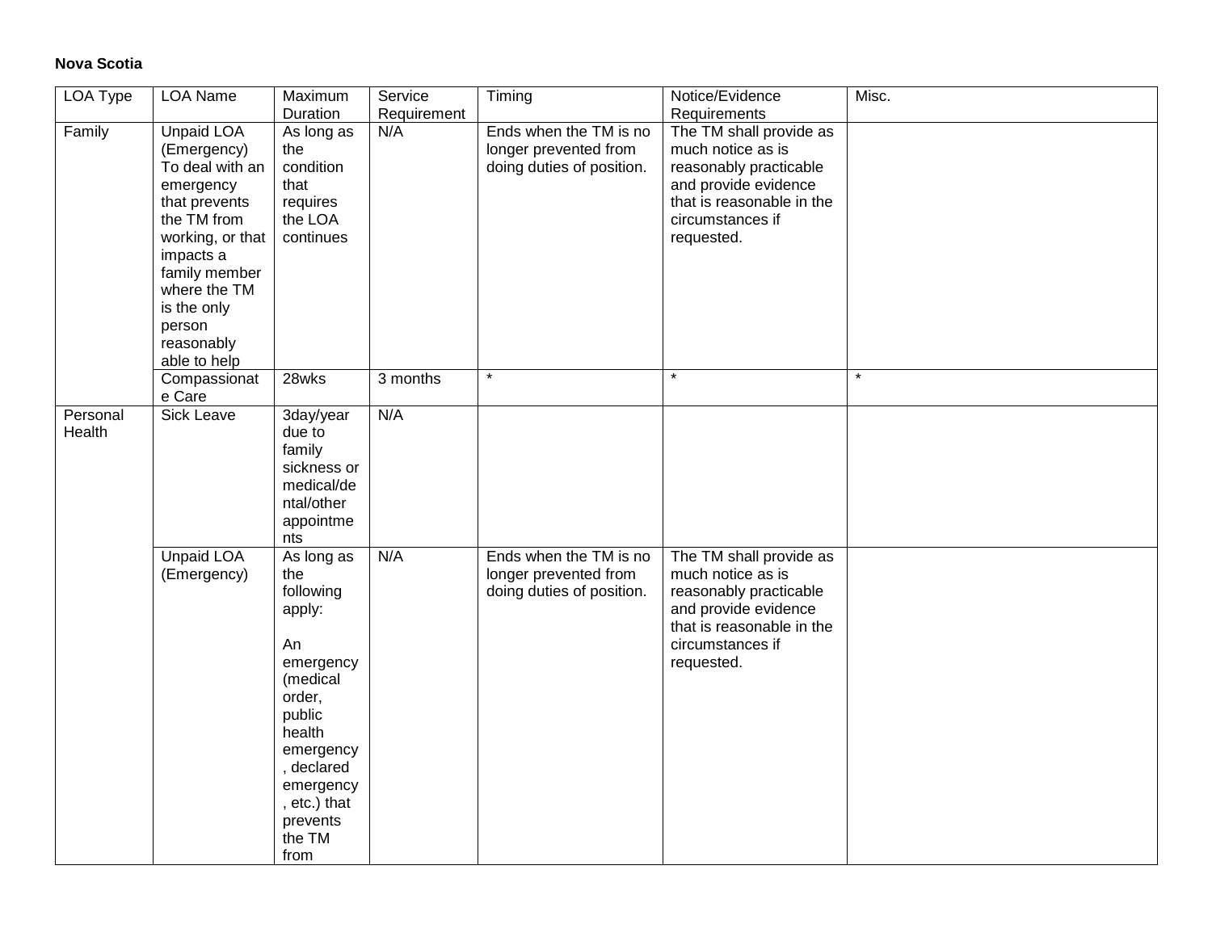**Nova Scotia**

| LOA Type | LOA Name | Maximum Duration | Service Requirement | Timing | Notice/Evidence Requirements | Misc. |
|---|---|---|---|---|---|---|
| Family | Unpaid LOA (Emergency) To deal with an emergency that prevents the TM from working, or that impacts a family member where the TM is the only person reasonably able to help | As long as the condition that requires the LOA continues | N/A | Ends when the TM is no longer prevented from doing duties of position. | The TM shall provide as much notice as is reasonably practicable and provide evidence that is reasonable in the circumstances if requested. | |
| | Compassionate Care | 28wks | 3 months | * | * | * |
| Personal Health | Sick Leave | 3day/year due to family sickness or medical/dental/other appointments | N/A | | | |
| | Unpaid LOA (Emergency) | As long as the following apply:<br><br>An emergency (medical order, public health emergency, declared emergency, etc.) that prevents the TM from | N/A | Ends when the TM is no longer prevented from doing duties of position. | The TM shall provide as much notice as is reasonably practicable and provide evidence that is reasonable in the circumstances if requested. | |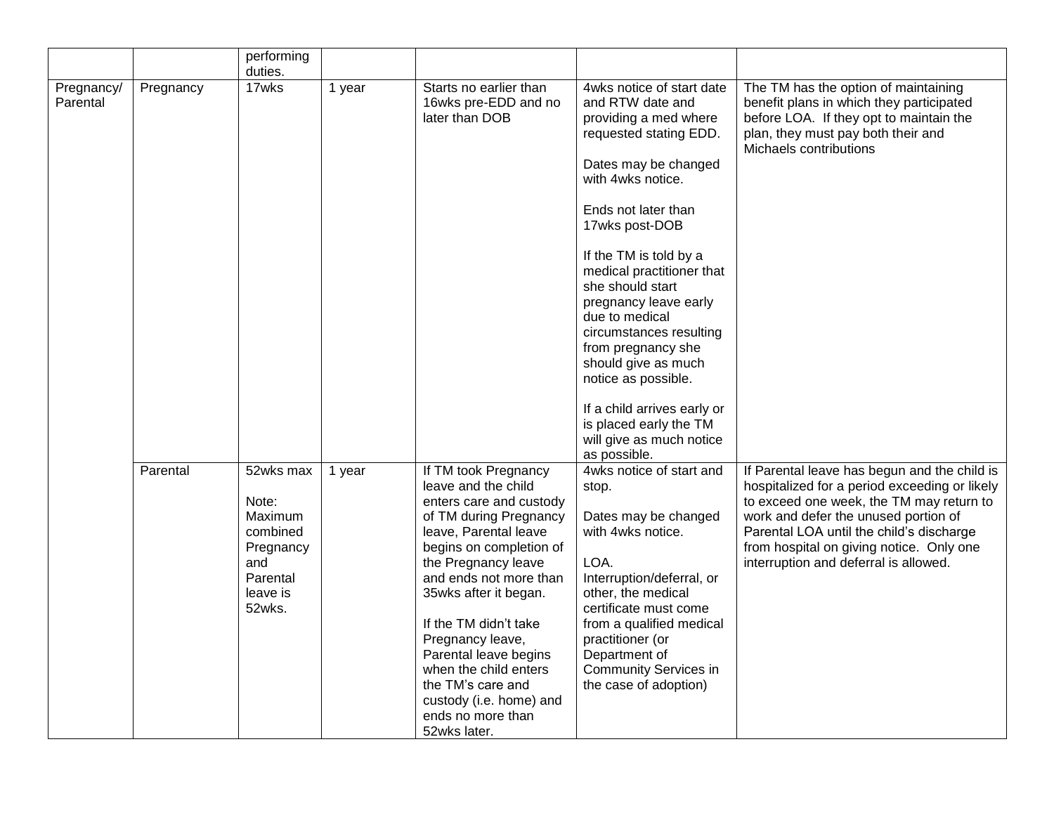| | | performing duties. | | | | |
|---|---|---|---|---|---|---|
| Pregnancy/ Parental | Pregnancy | 17wks | 1 year | Starts no earlier than 16wks pre-EDD and no later than DOB | 4wks notice of start date and RTW date and providing a med where requested stating EDD.<br><br>Dates may be changed with 4wks notice.<br><br>Ends not later than 17wks post-DOB<br><br>If the TM is told by a medical practitioner that she should start pregnancy leave early due to medical circumstances resulting from pregnancy she should give as much notice as possible.<br><br>If a child arrives early or is placed early the TM will give as much notice as possible. | The TM has the option of maintaining benefit plans in which they participated before LOA. If they opt to maintain the plan, they must pay both their and Michaels contributions |
| | Parental | 52wks max<br><br>Note: Maximum combined Pregnancy and Parental leave is 52wks. | 1 year | If TM took Pregnancy leave and the child enters care and custody of TM during Pregnancy leave, Parental leave begins on completion of the Pregnancy leave and ends not more than 35wks after it began.<br><br>If the TM didn't take Pregnancy leave, Parental leave begins when the child enters the TM's care and custody (i.e. home) and ends no more than 52wks later. | 4wks notice of start and stop.<br><br>Dates may be changed with 4wks notice.<br><br>LOA. Interruption/deferral, or other, the medical certificate must come from a qualified medical practitioner (or Department of Community Services in the case of adoption) | If Parental leave has begun and the child is hospitalized for a period exceeding or likely to exceed one week, the TM may return to work and defer the unused portion of Parental LOA until the child's discharge from hospital on giving notice. Only one interruption and deferral is allowed. |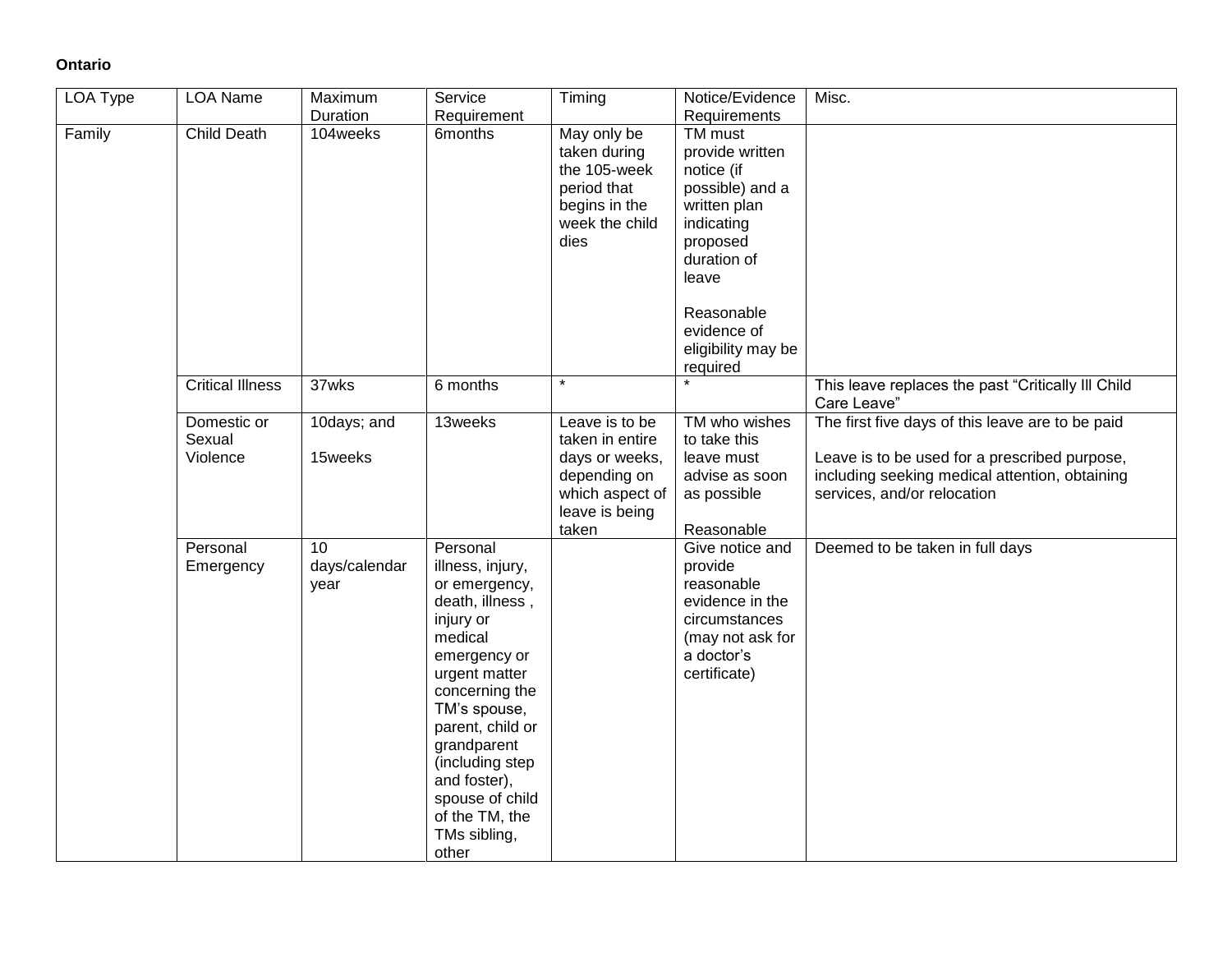**Ontario**

| LOA Type | LOA Name | Maximum Duration | Service Requirement | Timing | Notice/Evidence Requirements | Misc. |
|---|---|---|---|---|---|---|
| Family | Child Death | 104weeks | 6months | May only be taken during the 105-week period that begins in the week the child dies | TM must provide written notice (if possible) and a written plan indicating proposed duration of leave<br><br>Reasonable evidence of eligibility may be required | |
| | Critical Illness | 37wks | 6 months | * | * | This leave replaces the past "Critically Ill Child Care Leave" |
| | Domestic or Sexual Violence | 10days; and<br><br>15weeks | 13weeks | Leave is to be taken in entire days or weeks, depending on which aspect of leave is being taken | TM who wishes to take this leave must advise as soon as possible<br><br>Reasonable | The first five days of this leave are to be paid<br><br>Leave is to be used for a prescribed purpose, including seeking medical attention, obtaining services, and/or relocation |
| | Personal Emergency | 10 days/calendar year | Personal illness, injury, or emergency, death, illness , injury or medical emergency or urgent matter concerning the TM's spouse, parent, child or grandparent (including step and foster), spouse of child of the TM, the TMs sibling, other | | Give notice and provide reasonable evidence in the circumstances (may not ask for a doctor's certificate) | Deemed to be taken in full days |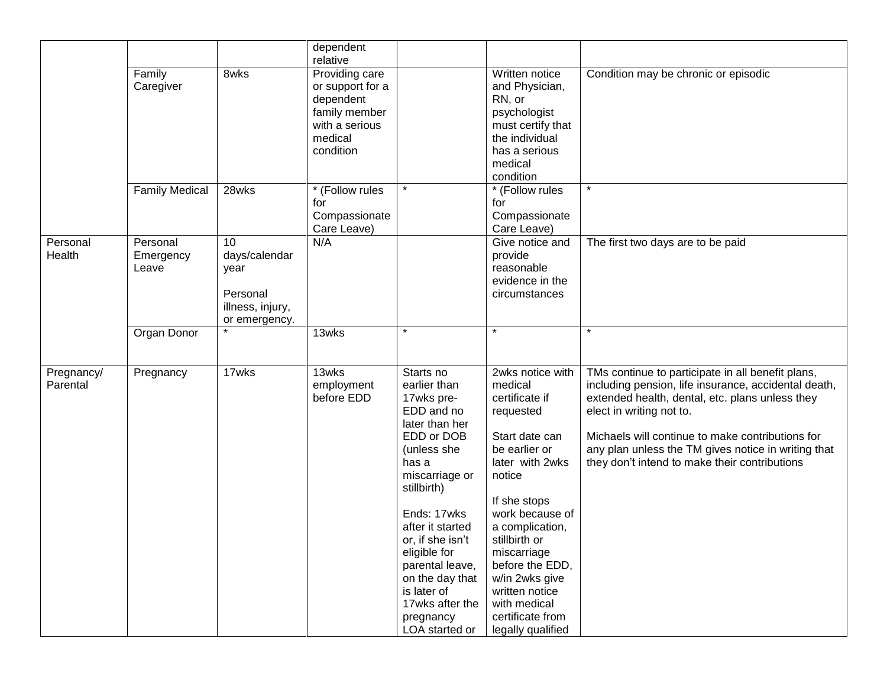| | | | dependent relative | | | |
|---|---|---|---|---|---|---|
| | Family Caregiver | 8wks | Providing care or support for a dependent family member with a serious medical condition | | Written notice and Physician, RN, or psychologist must certify that the individual has a serious medical condition | Condition may be chronic or episodic |
| | Family Medical | 28wks | * (Follow rules for Compassionate Care Leave) | * | * (Follow rules for Compassionate Care Leave) | * |
| Personal Health | Personal Emergency Leave | 10 days/calendar year<br><br>Personal illness, injury, or emergency. | N/A | | Give notice and provide reasonable evidence in the circumstances | The first two days are to be paid |
| | Organ Donor | * | 13wks | * | * | * |
| Pregnancy/ Parental | Pregnancy | 17wks | 13wks employment before EDD | Starts no earlier than 17wks pre-EDD and no later than her EDD or DOB (unless she has a miscarriage or stillbirth)<br><br>Ends: 17wks after it started or, if she isn't eligible for parental leave, on the day that is later of 17wks after the pregnancy LOA started or | 2wks notice with medical certificate if requested<br><br>Start date can be earlier or later with 2wks notice<br><br>If she stops work because of a complication, stillbirth or miscarriage before the EDD, w/in 2wks give written notice with medical certificate from legally qualified | TMs continue to participate in all benefit plans, including pension, life insurance, accidental death, extended health, dental, etc. plans unless they elect in writing not to.<br><br>Michaels will continue to make contributions for any plan unless the TM gives notice in writing that they don't intend to make their contributions |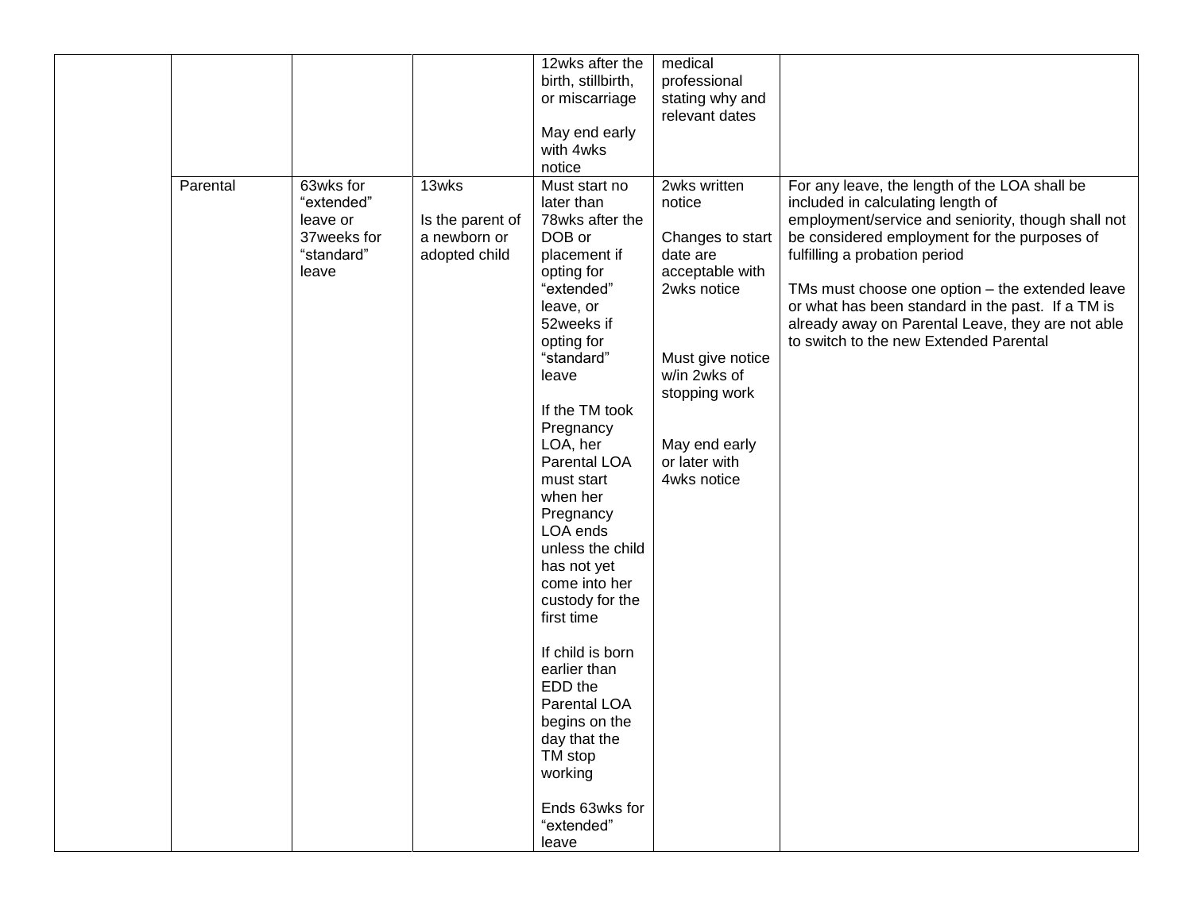|  |  |  |  |  |  |  |
|---|---|---|---|---|---|---|
|  |  |  |  | 12wks after the birth, stillbirth, or miscarriage<br><br>May end early with 4wks notice | medical professional stating why and relevant dates |  |
|  | Parental | 63wks for “extended” leave or 37weeks for “standard” leave | 13wks<br><br>Is the parent of a newborn or adopted child | Must start no later than 78wks after the DOB or placement if opting for “extended” leave, or 52weeks if opting for “standard” leave<br><br>If the TM took Pregnancy LOA, her Parental LOA must start when her Pregnancy LOA ends unless the child has not yet come into her custody for the first time<br><br>If child is born earlier than EDD the Parental LOA begins on the day that the TM stop working<br><br>Ends 63wks for “extended” leave | 2wks written notice<br><br>Changes to start date are acceptable with 2wks notice<br><br>Must give notice w/in 2wks of stopping work<br><br>May end early or later with 4wks notice | For any leave, the length of the LOA shall be included in calculating length of employment/service and seniority, though shall not be considered employment for the purposes of fulfilling a probation period<br><br>TMs must choose one option – the extended leave or what has been standard in the past. If a TM is already away on Parental Leave, they are not able to switch to the new Extended Parental |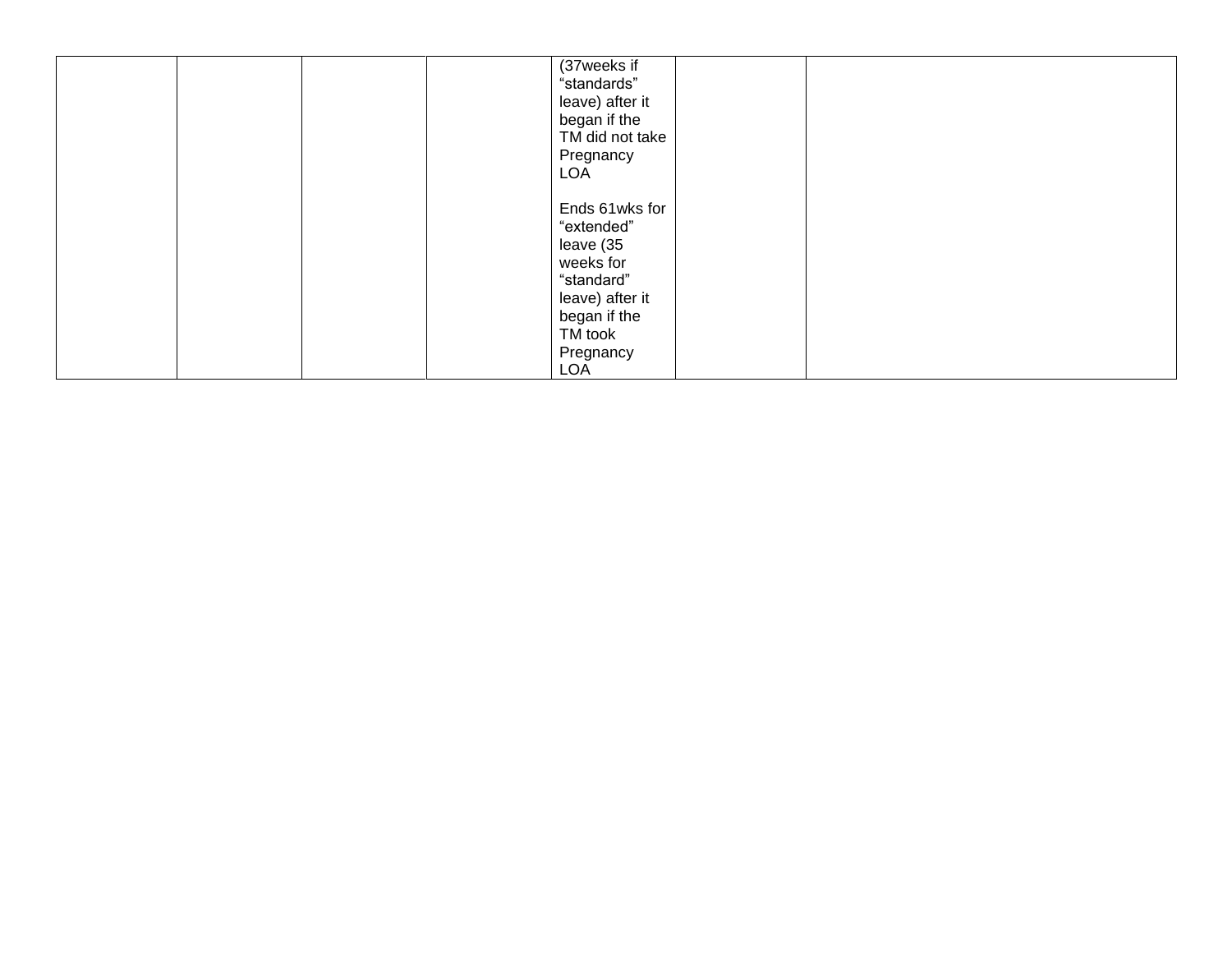| | | | | | | |
|---|---|---|---|---|---|---|
| | | | | (37weeks if “standards” leave) after it began if the TM did not take Pregnancy LOA<br><br>Ends 61wks for “extended” leave (35 weeks for “standard” leave) after it began if the TM took Pregnancy LOA | | |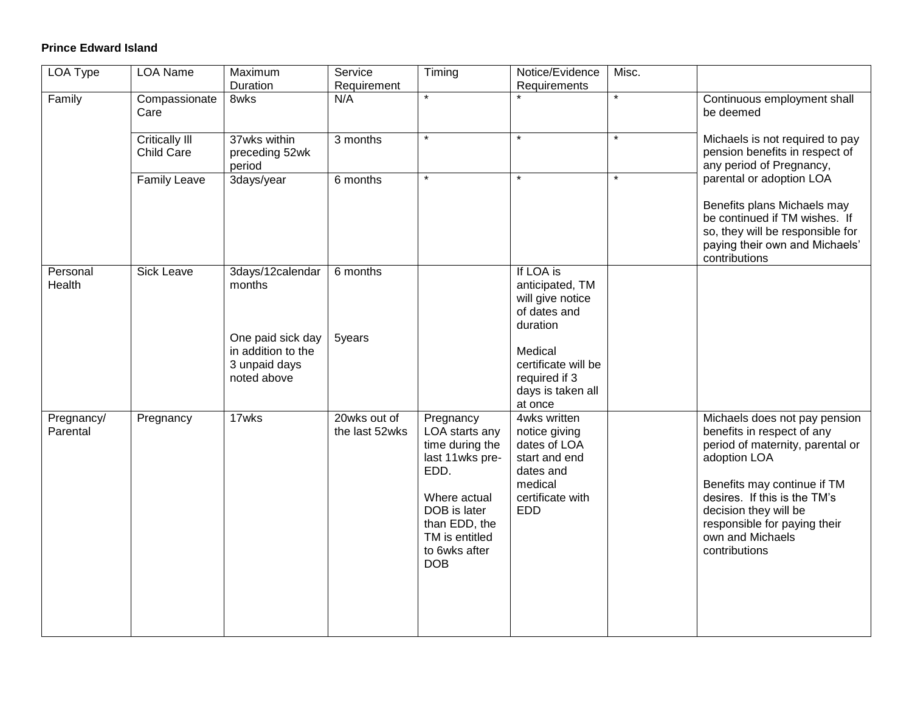**Prince Edward Island**

| LOA Type | LOA Name | Maximum Duration | Service Requirement | Timing | Notice/Evidence Requirements | Misc. | |
|---|---|---|---|---|---|---|---|
| Family | Compassionate Care | 8wks | N/A | * | * | * | Continuous employment shall be deemed<br><br>Michaels is not required to pay pension benefits in respect of any period of Pregnancy, parental or adoption LOA<br><br>Benefits plans Michaels may be continued if TM wishes. If so, they will be responsible for paying their own and Michaels' contributions |
| | Critically Ill Child Care | 37wks within preceding 52wk period | 3 months | * | * | * | |
| | Family Leave | 3days/year | 6 months | * | * | * | |
| Personal Health | Sick Leave | 3days/12calendar months<br><br>One paid sick day in addition to the 3 unpaid days noted above | 6 months<br><br>5years | | If LOA is anticipated, TM will give notice of dates and duration<br><br>Medical certificate will be required if 3 days is taken all at once | | |
| Pregnancy/ Parental | Pregnancy | 17wks | 20wks out of the last 52wks | Pregnancy LOA starts any time during the last 11wks pre-EDD.<br><br>Where actual DOB is later than EDD, the TM is entitled to 6wks after DOB | 4wks written notice giving dates of LOA start and end dates and medical certificate with EDD | | Michaels does not pay pension benefits in respect of any period of maternity, parental or adoption LOA<br><br>Benefits may continue if TM desires. If this is the TM's decision they will be responsible for paying their own and Michaels contributions |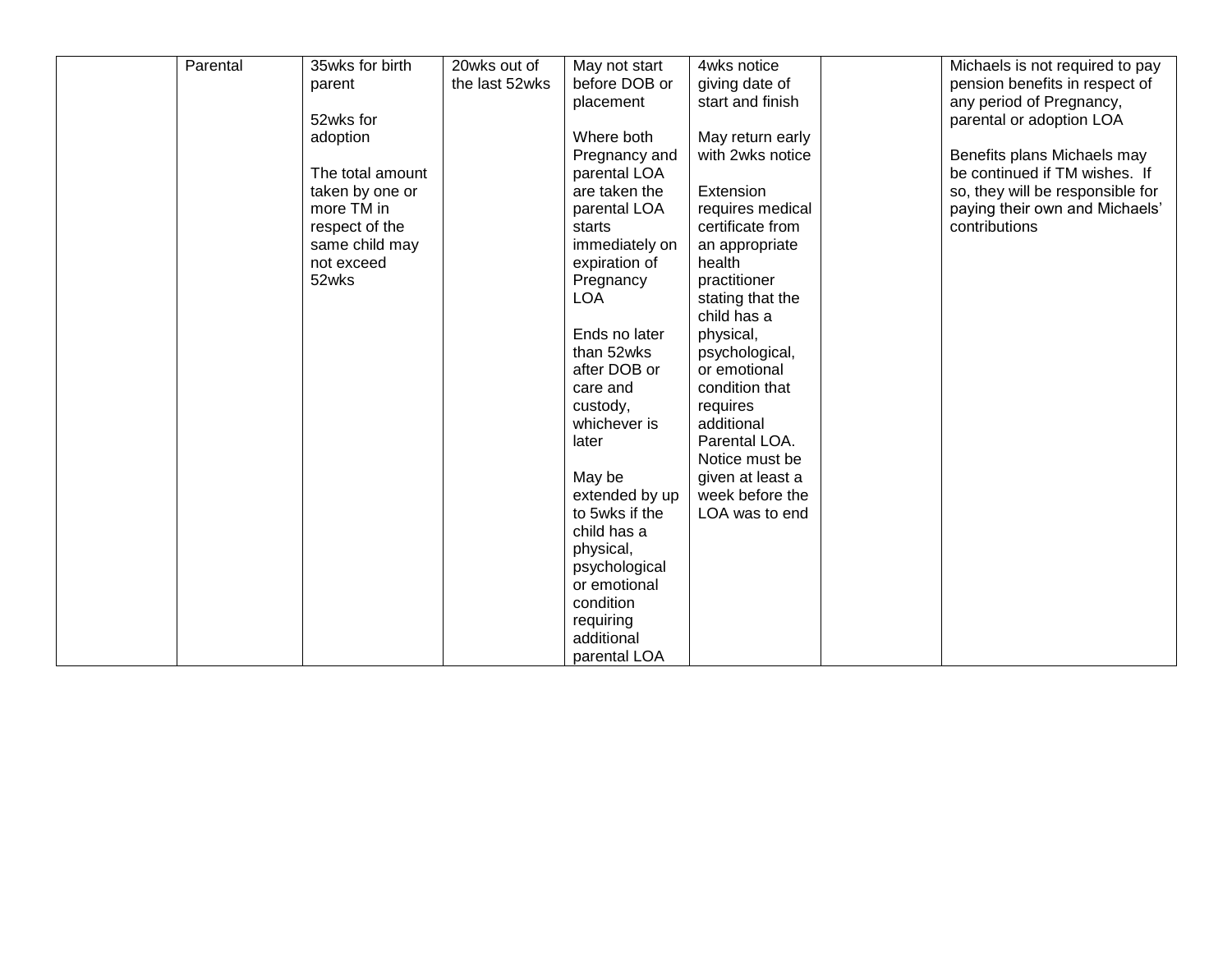| | | | | | | | |
|---|---|---|---|---|---|---|---|
| | Parental | 35wks for birth parent<br><br>52wks for adoption<br><br>The total amount taken by one or more TM in respect of the same child may not exceed 52wks | 20wks out of the last 52wks | May not start before DOB or placement<br><br>Where both Pregnancy and parental LOA are taken the parental LOA starts immediately on expiration of Pregnancy LOA<br><br>Ends no later than 52wks after DOB or care and custody, whichever is later<br><br>May be extended by up to 5wks if the child has a physical, psychological or emotional condition requiring additional parental LOA | 4wks notice giving date of start and finish<br><br>May return early with 2wks notice<br><br>Extension requires medical certificate from an appropriate health practitioner stating that the child has a physical, psychological, or emotional condition that requires additional Parental LOA. Notice must be given at least a week before the LOA was to end | | Michaels is not required to pay pension benefits in respect of any period of Pregnancy, parental or adoption LOA<br><br>Benefits plans Michaels may be continued if TM wishes. If so, they will be responsible for paying their own and Michaels' contributions |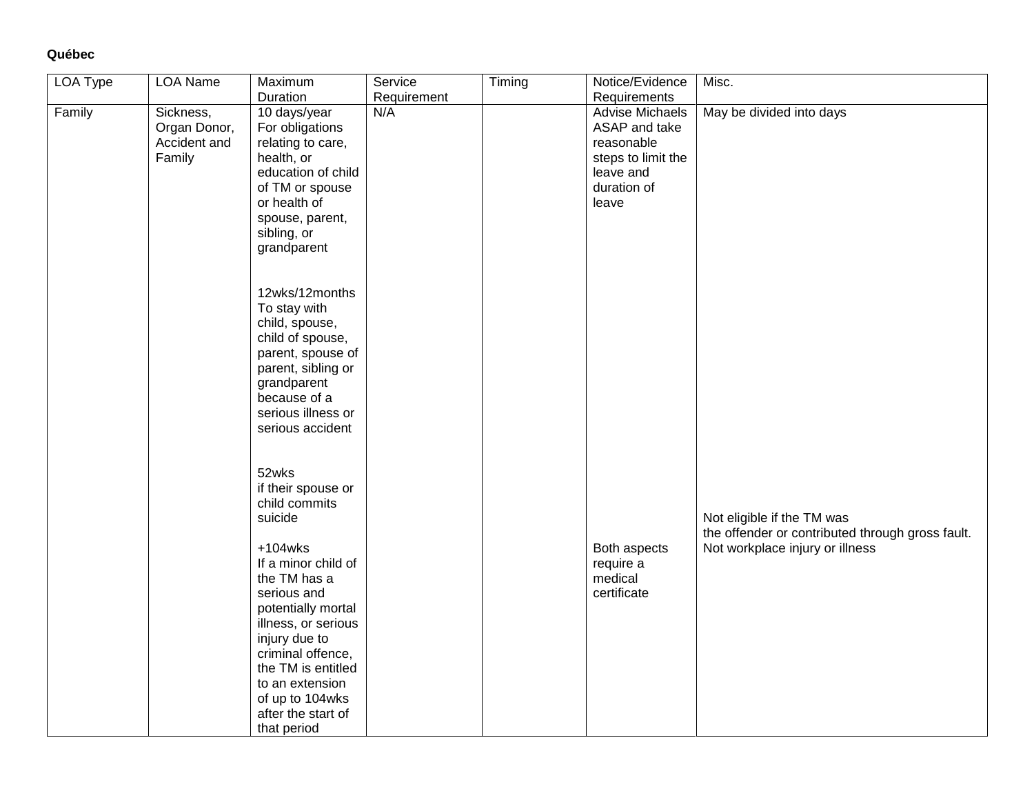**Québec**

| LOA Type | LOA Name | Maximum Duration | Service Requirement | Timing | Notice/Evidence Requirements | Misc. |
|---|---|---|---|---|---|---|
| Family | Sickness, Organ Donor, Accident and Family | 10 days/year For obligations relating to care, health, or education of child of TM or spouse or health of spouse, parent, sibling, or grandparent<br><br>12wks/12months To stay with child, spouse, child of spouse, parent, spouse of parent, sibling or grandparent because of a serious illness or serious accident<br><br>52wks if their spouse or child commits suicide<br><br>+104wks If a minor child of the TM has a serious and potentially mortal illness, or serious injury due to criminal offence, the TM is entitled to an extension of up to 104wks after the start of that period | N/A | | Advise Michaels ASAP and take reasonable steps to limit the leave and duration of leave<br><br>Both aspects require a medical certificate | May be divided into days<br><br>Not eligible if the TM was the offender or contributed through gross fault. Not workplace injury or illness |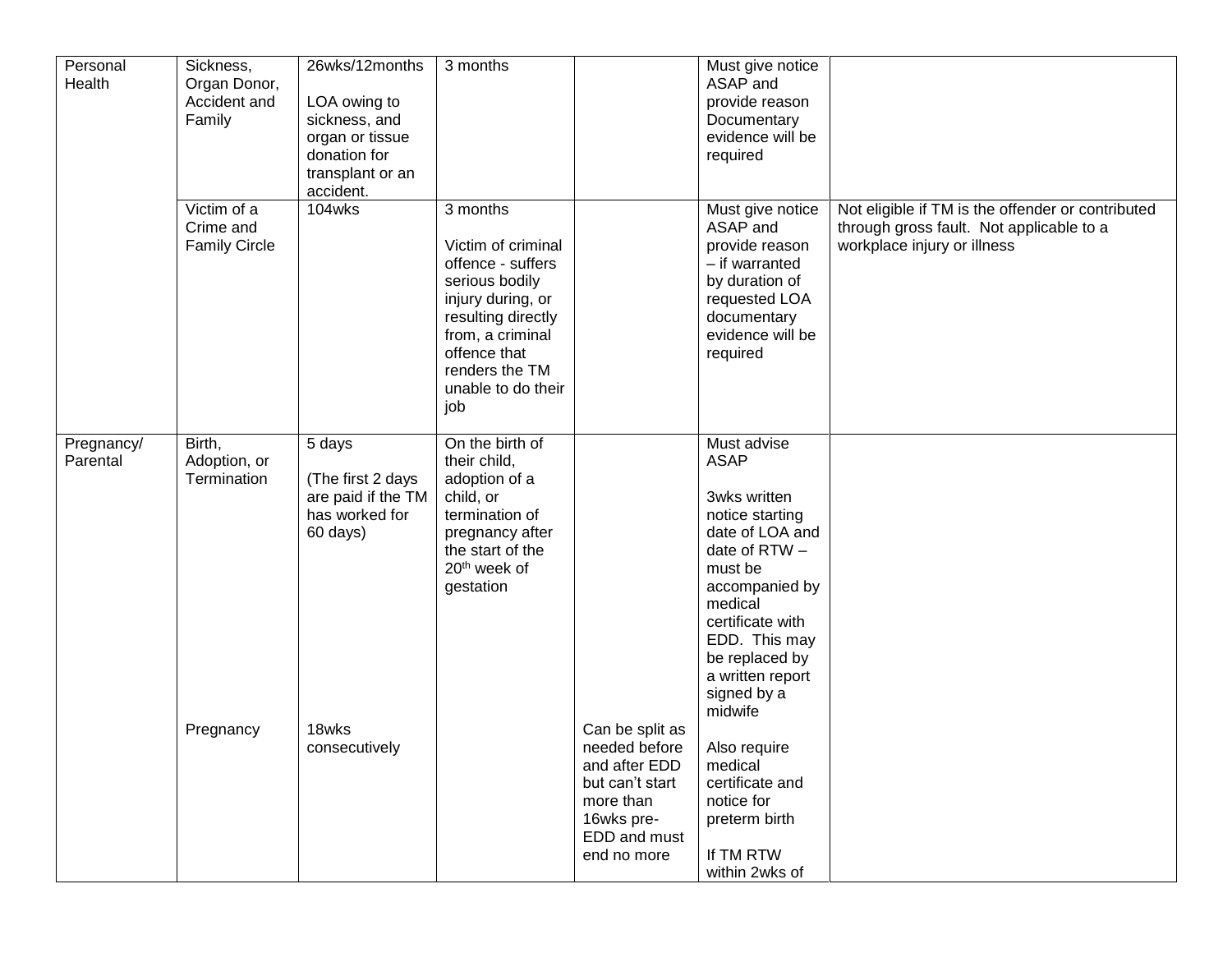| | | | | | | |
|---|---|---|---|---|---|---|
| Personal Health | Sickness, Organ Donor, Accident and Family | 26wks/12months<br><br>LOA owing to sickness, and organ or tissue donation for transplant or an accident. | 3 months | | Must give notice ASAP and provide reason Documentary evidence will be required | |
| | Victim of a Crime and Family Circle | 104wks | 3 months<br><br>Victim of criminal offence - suffers serious bodily injury during, or resulting directly from, a criminal offence that renders the TM unable to do their job | | Must give notice ASAP and provide reason – if warranted by duration of requested LOA documentary evidence will be required | Not eligible if TM is the offender or contributed through gross fault. Not applicable to a workplace injury or illness |
| Pregnancy/ Parental | Birth, Adoption, or Termination<br><br>Pregnancy | 5 days<br><br>(The first 2 days are paid if the TM has worked for 60 days)<br><br>18wks consecutively | On the birth of their child, adoption of a child, or termination of pregnancy after the start of the 20th week of gestation | Can be split as needed before and after EDD but can't start more than 16wks pre-EDD and must end no more | Must advise ASAP<br><br>3wks written notice starting date of LOA and date of RTW – must be accompanied by medical certificate with EDD. This may be replaced by a written report signed by a midwife<br><br>Also require medical certificate and notice for preterm birth<br><br>If TM RTW within 2wks of | |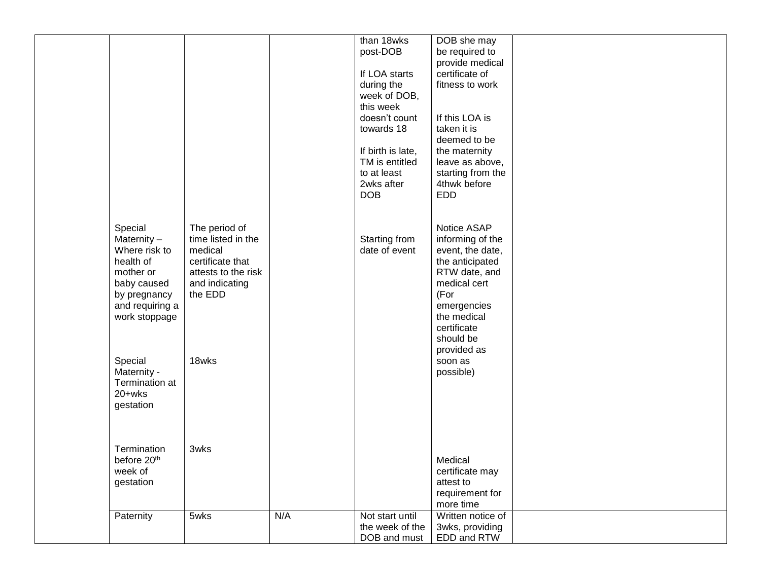| | | | | | | |
|---|---|---|---|---|---|---|
| | | | | than 18wks post-DOB<br><br>If LOA starts during the week of DOB, this week doesn't count towards 18<br><br>If birth is late, TM is entitled to at least 2wks after DOB | DOB she may be required to provide medical certificate of fitness to work<br><br>If this LOA is taken it is deemed to be the maternity leave as above, starting from the 4thwk before EDD | |
| | Special Maternity – Where risk to health of mother or baby caused by pregnancy and requiring a work stoppage<br><br>Special Maternity - Termination at 20+wks gestation<br><br>Termination before 20th week of gestation | The period of time listed in the medical certificate that attests to the risk and indicating the EDD<br><br>18wks<br><br>3wks | | Starting from date of event | Notice ASAP informing of the event, the date, the anticipated RTW date, and medical cert (For emergencies the medical certificate should be provided as soon as possible)<br><br>Medical certificate may attest to requirement for more time | |
| | Paternity | 5wks | N/A | Not start until the week of the DOB and must | Written notice of 3wks, providing EDD and RTW | |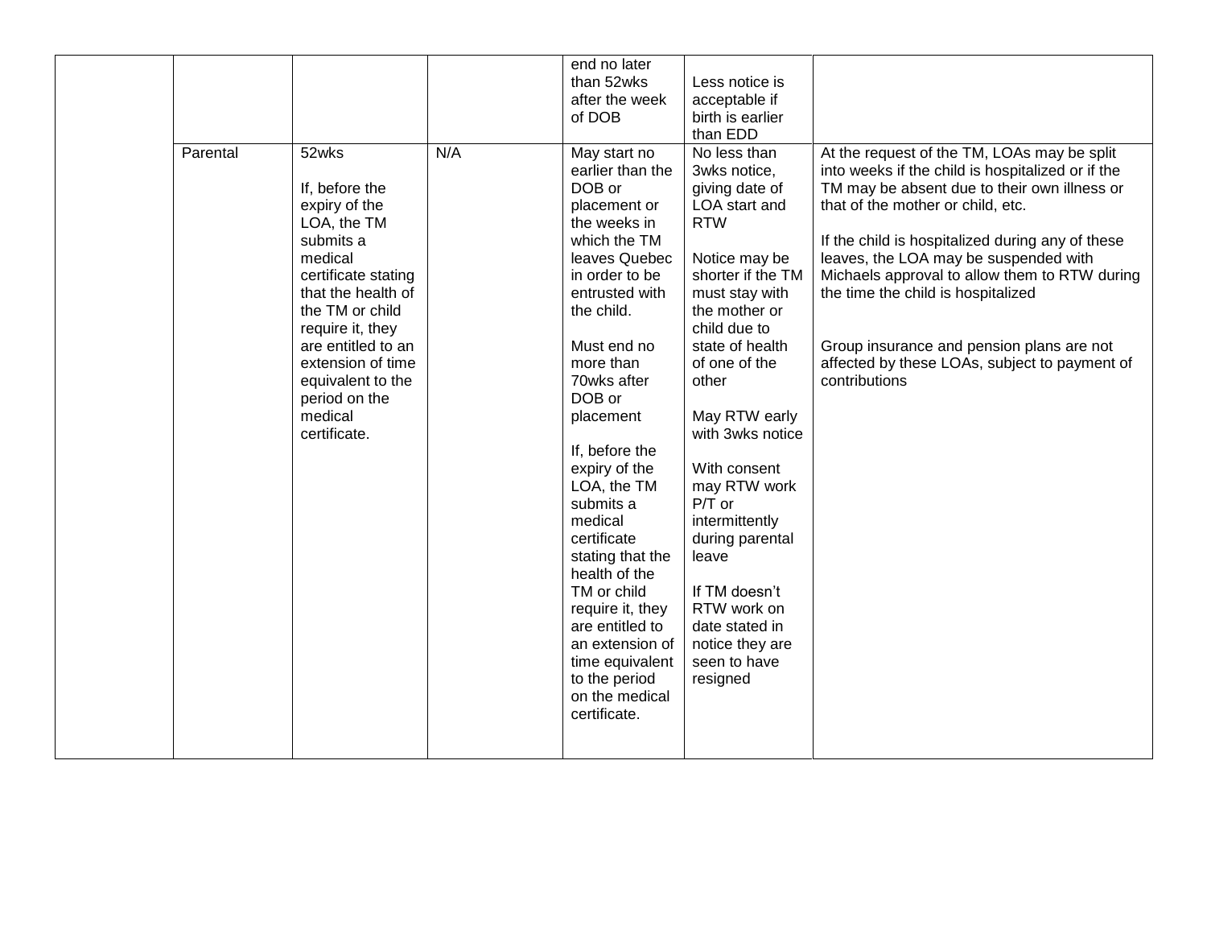|  |  |  |  | end no later than 52wks after the week of DOB | Less notice is acceptable if birth is earlier than EDD |  |
|---|---|---|---|---|---|---|
|  | Parental | 52wks<br><br>If, before the expiry of the LOA, the TM submits a medical certificate stating that the health of the TM or child require it, they are entitled to an extension of time equivalent to the period on the medical certificate. | N/A | May start no earlier than the DOB or placement or the weeks in which the TM leaves Quebec in order to be entrusted with the child.<br><br>Must end no more than 70wks after DOB or placement<br><br>If, before the expiry of the LOA, the TM submits a medical certificate stating that the health of the TM or child require it, they are entitled to an extension of time equivalent to the period on the medical certificate. | No less than 3wks notice, giving date of LOA start and RTW<br><br>Notice may be shorter if the TM must stay with the mother or child due to state of health of one of the other<br><br>May RTW early with 3wks notice<br><br>With consent may RTW work P/T or intermittently during parental leave<br><br>If TM doesn't RTW work on date stated in notice they are seen to have resigned | At the request of the TM, LOAs may be split into weeks if the child is hospitalized or if the TM may be absent due to their own illness or that of the mother or child, etc.<br><br>If the child is hospitalized during any of these leaves, the LOA may be suspended with Michaels approval to allow them to RTW during the time the child is hospitalized<br><br>Group insurance and pension plans are not affected by these LOAs, subject to payment of contributions |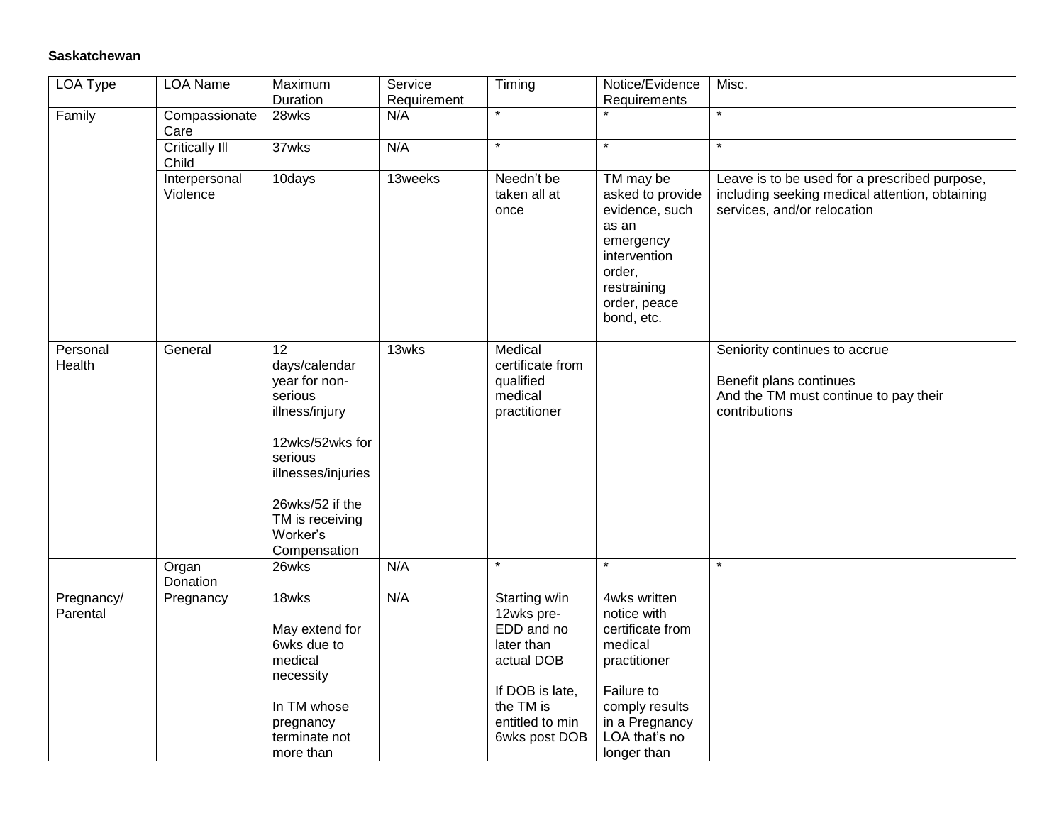**Saskatchewan**

| LOA Type | LOA Name | Maximum Duration | Service Requirement | Timing | Notice/Evidence Requirements | Misc. |
|---|---|---|---|---|---|---|
| Family | Compassionate Care | 28wks | N/A | * | * | * |
| | Critically Ill Child | 37wks | N/A | * | * | * |
| | Interpersonal Violence | 10days | 13weeks | Needn't be taken all at once | TM may be asked to provide evidence, such as an emergency intervention order, restraining order, peace bond, etc. | Leave is to be used for a prescribed purpose, including seeking medical attention, obtaining services, and/or relocation |
| Personal Health | General | 12 days/calendar year for non-serious illness/injury<br><br>12wks/52wks for serious illnesses/injuries<br><br>26wks/52 if the TM is receiving Worker's Compensation | 13wks | Medical certificate from qualified medical practitioner | | Seniority continues to accrue<br><br>Benefit plans continues<br>And the TM must continue to pay their contributions |
| | Organ Donation | 26wks | N/A | * | * | * |
| Pregnancy/ Parental | Pregnancy | 18wks<br><br>May extend for 6wks due to medical necessity<br><br>In TM whose pregnancy terminate not more than | N/A | Starting w/in 12wks pre-EDD and no later than actual DOB<br><br>If DOB is late, the TM is entitled to min 6wks post DOB | 4wks written notice with certificate from medical practitioner<br><br>Failure to comply results in a Pregnancy LOA that's no longer than | |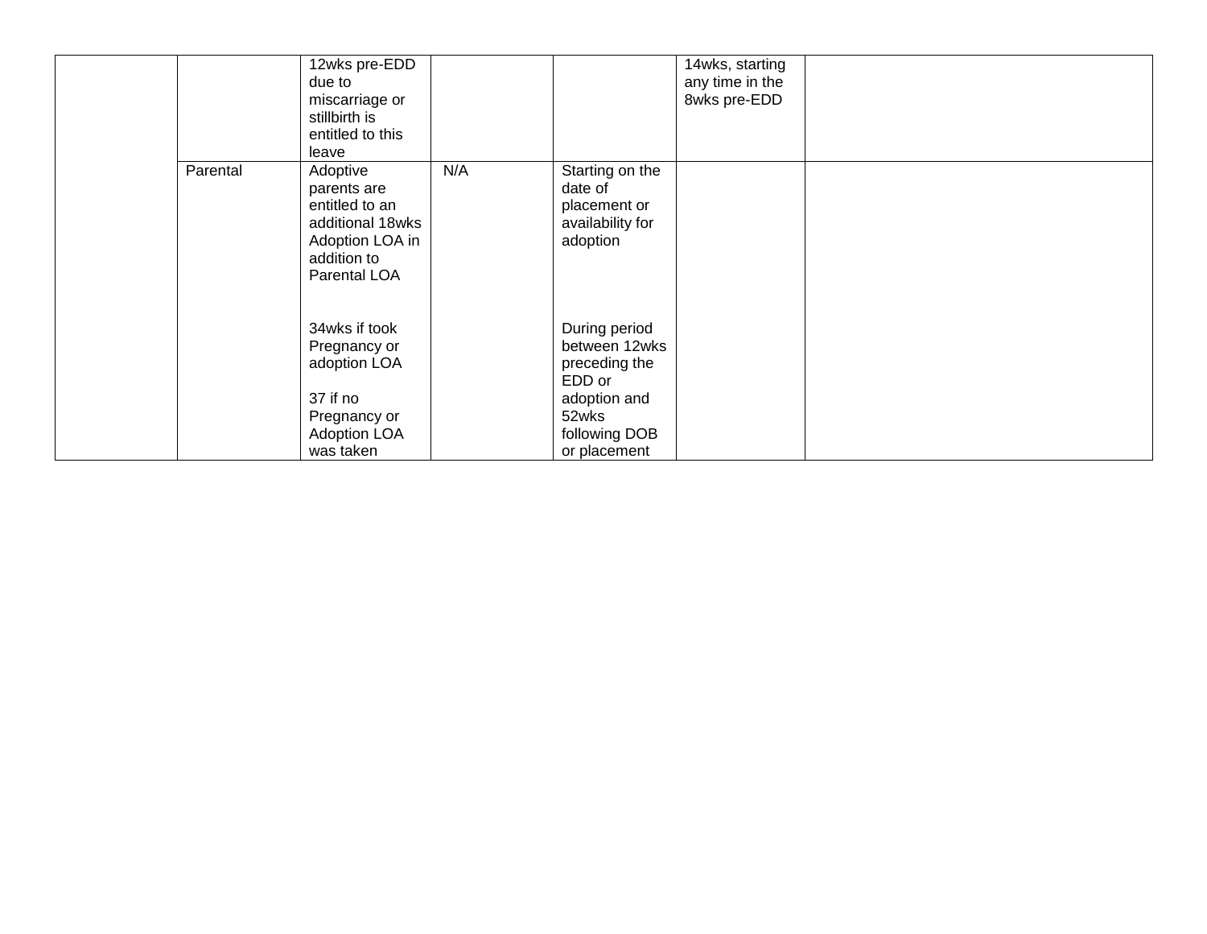| | | | | | | |
|---|---|---|---|---|---|---|
| | | 12wks pre-EDD due to miscarriage or stillbirth is entitled to this leave | | | 14wks, starting any time in the 8wks pre-EDD | |
| | Parental | Adoptive parents are entitled to an additional 18wks Adoption LOA in addition to Parental LOA<br><br>34wks if took Pregnancy or adoption LOA<br><br>37 if no Pregnancy or Adoption LOA was taken | N/A | Starting on the date of placement or availability for adoption<br><br>During period between 12wks preceding the EDD or adoption and 52wks following DOB or placement | | |